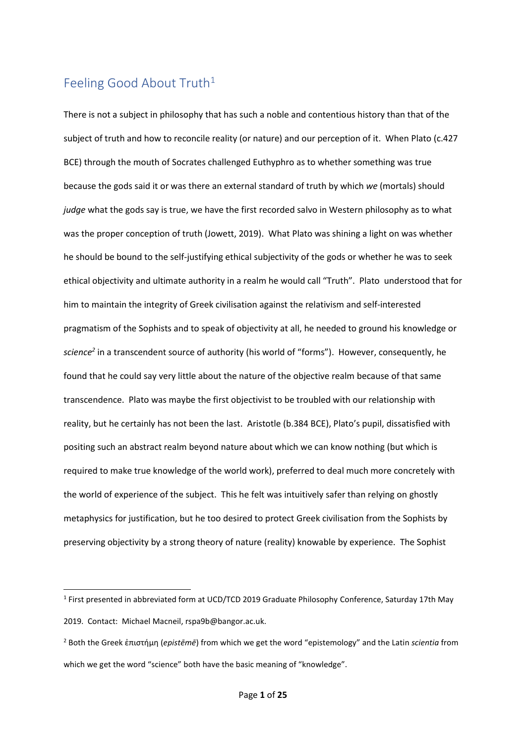# Feeling Good About Truth[1]

There is not a subject in philosophy that has such a noble and contentious history than that of the subject of truth and how to reconcile reality (or nature) and our perception of it. When Plato (c.427 BCE) through the mouth of Socrates challenged Euthyphro as to whether something was true because the gods said it or was there an external standard of truth by which *we* (mortals) should *judge* what the gods say is true, we have the first recorded salvo in Western philosophy as to what was the proper conception of truth (Jowett, 2019). What Plato was shining a light on was whether he should be bound to the self-justifying ethical subjectivity of the gods or whether he was to seek ethical objectivity and ultimate authority in a realm he would call "Truth". Plato understood that for him to maintain the integrity of Greek civilisation against the relativism and self-interested pragmatism of the Sophists and to speak of objectivity at all, he needed to ground his knowledge or *science*[2] in a transcendent source of authority (his world of "forms"). However, consequently, he found that he could say very little about the nature of the objective realm because of that same transcendence. Plato was maybe the first objectivist to be troubled with our relationship with reality, but he certainly has not been the last. Aristotle (b.384 BCE), Plato's pupil, dissatisfied with positing such an abstract realm beyond nature about which we can know nothing (but which is required to make true knowledge of the world work), preferred to deal much more concretely with the world of experience of the subject. This he felt was intuitively safer than relying on ghostly metaphysics for justification, but he too desired to protect Greek civilisation from the Sophists by preserving objectivity by a strong theory of nature (reality) knowable by experience. The Sophist

---

[1] First presented in abbreviated form at UCD/TCD 2019 Graduate Philosophy Conference, Saturday 17th May 2019. Contact: Michael Macneil, rspa9b@bangor.ac.uk.

[2] Both the Greek ἐπιστήμη (*epistēmē*) from which we get the word "epistemology" and the Latin *scientia* from which we get the word "science" both have the basic meaning of "knowledge".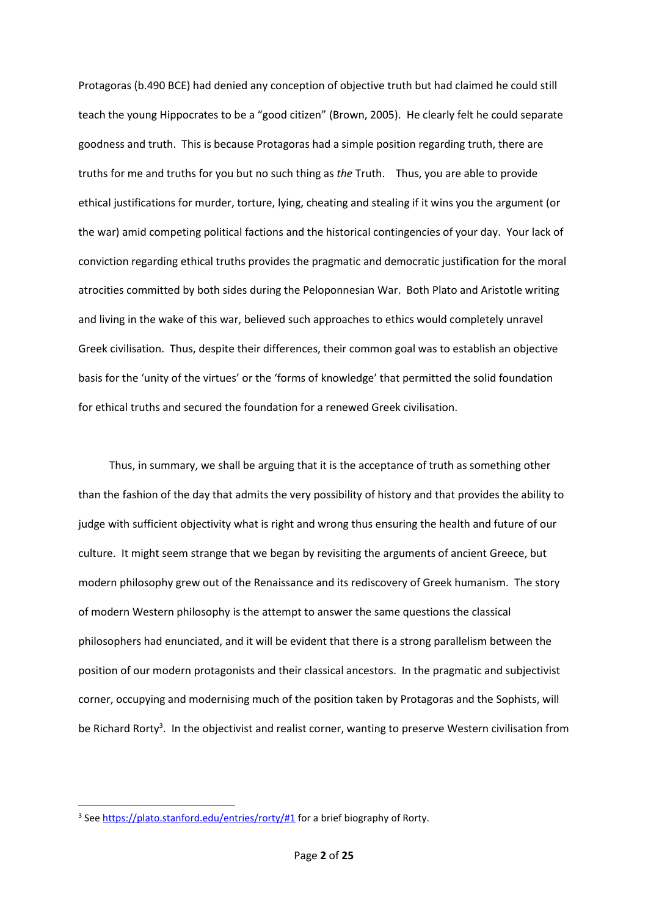Protagoras (b.490 BCE) had denied any conception of objective truth but had claimed he could still teach the young Hippocrates to be a "good citizen" (Brown, 2005). He clearly felt he could separate goodness and truth. This is because Protagoras had a simple position regarding truth, there are truths for me and truths for you but no such thing as *the* Truth. Thus, you are able to provide ethical justifications for murder, torture, lying, cheating and stealing if it wins you the argument (or the war) amid competing political factions and the historical contingencies of your day. Your lack of conviction regarding ethical truths provides the pragmatic and democratic justification for the moral atrocities committed by both sides during the Peloponnesian War. Both Plato and Aristotle writing and living in the wake of this war, believed such approaches to ethics would completely unravel Greek civilisation. Thus, despite their differences, their common goal was to establish an objective basis for the 'unity of the virtues' or the 'forms of knowledge' that permitted the solid foundation for ethical truths and secured the foundation for a renewed Greek civilisation.

Thus, in summary, we shall be arguing that it is the acceptance of truth as something other than the fashion of the day that admits the very possibility of history and that provides the ability to judge with sufficient objectivity what is right and wrong thus ensuring the health and future of our culture. It might seem strange that we began by revisiting the arguments of ancient Greece, but modern philosophy grew out of the Renaissance and its rediscovery of Greek humanism. The story of modern Western philosophy is the attempt to answer the same questions the classical philosophers had enunciated, and it will be evident that there is a strong parallelism between the position of our modern protagonists and their classical ancestors. In the pragmatic and subjectivist corner, occupying and modernising much of the position taken by Protagoras and the Sophists, will be Richard Rorty[3]. In the objectivist and realist corner, wanting to preserve Western civilisation from

[3] See https://plato.stanford.edu/entries/rorty/#1 for a brief biography of Rorty.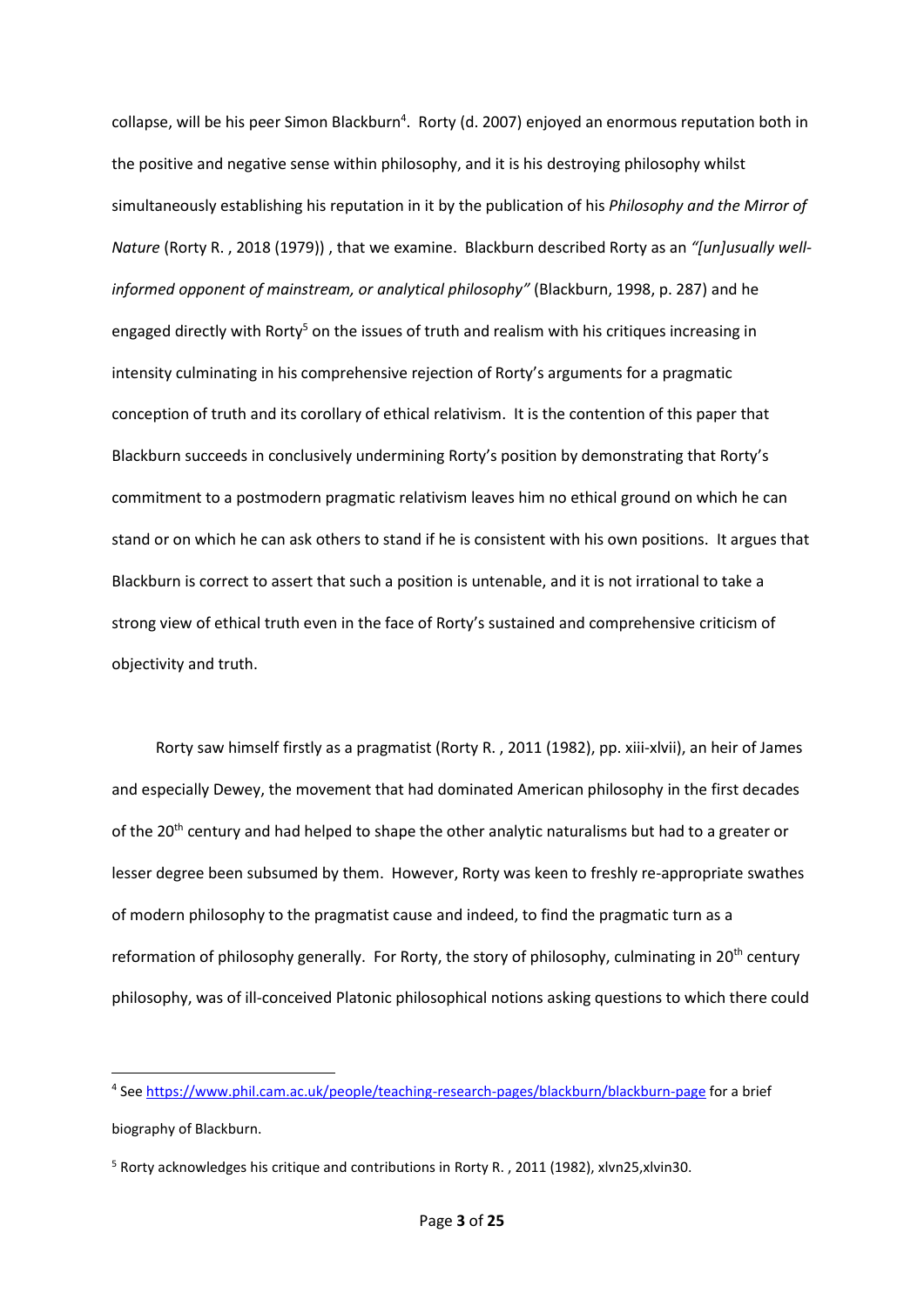collapse, will be his peer Simon Blackburn[4]. Rorty (d. 2007) enjoyed an enormous reputation both in the positive and negative sense within philosophy, and it is his destroying philosophy whilst simultaneously establishing his reputation in it by the publication of his *Philosophy and the Mirror of Nature* (Rorty R. , 2018 (1979)) , that we examine. Blackburn described Rorty as an *"[un]usually well-informed opponent of mainstream, or analytical philosophy"* (Blackburn, 1998, p. 287) and he engaged directly with Rorty[5] on the issues of truth and realism with his critiques increasing in intensity culminating in his comprehensive rejection of Rorty's arguments for a pragmatic conception of truth and its corollary of ethical relativism. It is the contention of this paper that Blackburn succeeds in conclusively undermining Rorty's position by demonstrating that Rorty's commitment to a postmodern pragmatic relativism leaves him no ethical ground on which he can stand or on which he can ask others to stand if he is consistent with his own positions. It argues that Blackburn is correct to assert that such a position is untenable, and it is not irrational to take a strong view of ethical truth even in the face of Rorty's sustained and comprehensive criticism of objectivity and truth.

Rorty saw himself firstly as a pragmatist (Rorty R. , 2011 (1982), pp. xiii-xlvii), an heir of James and especially Dewey, the movement that had dominated American philosophy in the first decades of the 20th century and had helped to shape the other analytic naturalisms but had to a greater or lesser degree been subsumed by them. However, Rorty was keen to freshly re-appropriate swathes of modern philosophy to the pragmatist cause and indeed, to find the pragmatic turn as a reformation of philosophy generally. For Rorty, the story of philosophy, culminating in 20th century philosophy, was of ill-conceived Platonic philosophical notions asking questions to which there could

---

[4] See https://www.phil.cam.ac.uk/people/teaching-research-pages/blackburn/blackburn-page for a brief biography of Blackburn.

[5] Rorty acknowledges his critique and contributions in Rorty R. , 2011 (1982), xlvn25,xlvin30.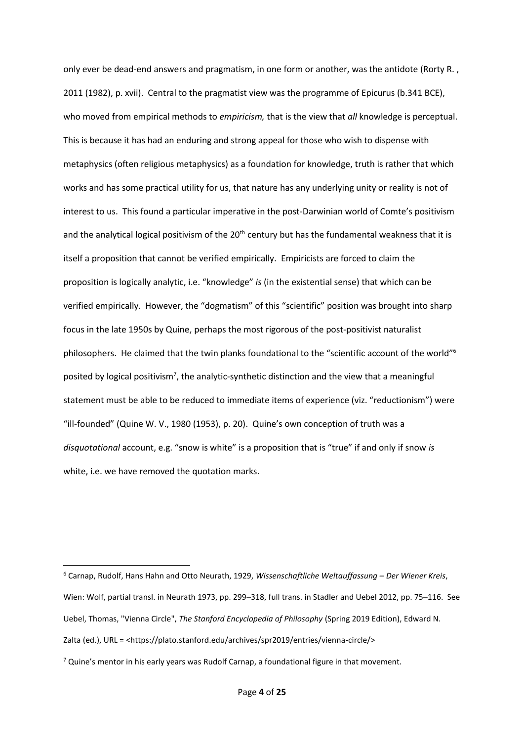only ever be dead-end answers and pragmatism, in one form or another, was the antidote (Rorty R. , 2011 (1982), p. xvii). Central to the pragmatist view was the programme of Epicurus (b.341 BCE), who moved from empirical methods to *empiricism,* that is the view that *all* knowledge is perceptual. This is because it has had an enduring and strong appeal for those who wish to dispense with metaphysics (often religious metaphysics) as a foundation for knowledge, truth is rather that which works and has some practical utility for us, that nature has any underlying unity or reality is not of interest to us. This found a particular imperative in the post-Darwinian world of Comte's positivism and the analytical logical positivism of the 20th century but has the fundamental weakness that it is itself a proposition that cannot be verified empirically. Empiricists are forced to claim the proposition is logically analytic, i.e. "knowledge" *is* (in the existential sense) that which can be verified empirically. However, the "dogmatism" of this "scientific" position was brought into sharp focus in the late 1950s by Quine, perhaps the most rigorous of the post-positivist naturalist philosophers. He claimed that the twin planks foundational to the "scientific account of the world"[6] posited by logical positivism[7], the analytic-synthetic distinction and the view that a meaningful statement must be able to be reduced to immediate items of experience (viz. "reductionism") were "ill-founded" (Quine W. V., 1980 (1953), p. 20). Quine's own conception of truth was a *disquotational* account, e.g. "snow is white" is a proposition that is "true" if and only if snow *is* white, i.e. we have removed the quotation marks.

---

[6] Carnap, Rudolf, Hans Hahn and Otto Neurath, 1929, *Wissenschaftliche Weltauffassung – Der Wiener Kreis*, Wien: Wolf, partial transl. in Neurath 1973, pp. 299–318, full trans. in Stadler and Uebel 2012, pp. 75–116. See Uebel, Thomas, "Vienna Circle", *The Stanford Encyclopedia of Philosophy* (Spring 2019 Edition), Edward N. Zalta (ed.), URL = <https://plato.stanford.edu/archives/spr2019/entries/vienna-circle/>

[7] Quine's mentor in his early years was Rudolf Carnap, a foundational figure in that movement.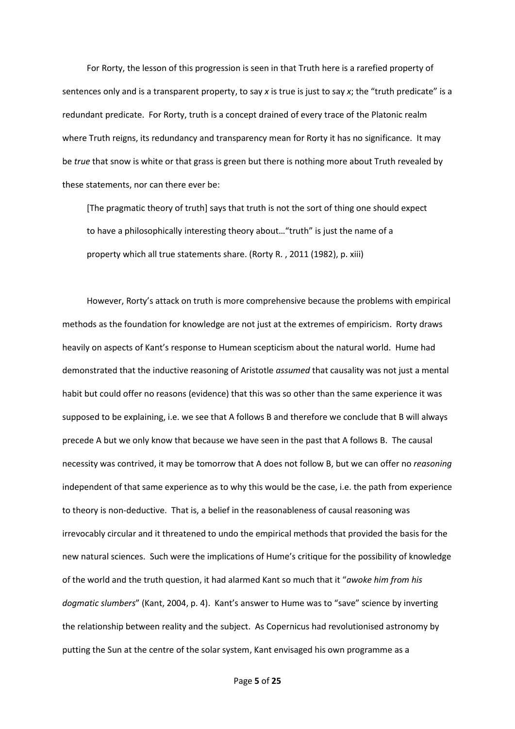For Rorty, the lesson of this progression is seen in that Truth here is a rarefied property of sentences only and is a transparent property, to say *x* is true is just to say *x*; the "truth predicate" is a redundant predicate. For Rorty, truth is a concept drained of every trace of the Platonic realm where Truth reigns, its redundancy and transparency mean for Rorty it has no significance. It may be *true* that snow is white or that grass is green but there is nothing more about Truth revealed by these statements, nor can there ever be:

> [The pragmatic theory of truth] says that truth is not the sort of thing one should expect to have a philosophically interesting theory about…"truth" is just the name of a property which all true statements share. (Rorty R. , 2011 (1982), p. xiii)

However, Rorty's attack on truth is more comprehensive because the problems with empirical methods as the foundation for knowledge are not just at the extremes of empiricism. Rorty draws heavily on aspects of Kant's response to Humean scepticism about the natural world. Hume had demonstrated that the inductive reasoning of Aristotle *assumed* that causality was not just a mental habit but could offer no reasons (evidence) that this was so other than the same experience it was supposed to be explaining, i.e. we see that A follows B and therefore we conclude that B will always precede A but we only know that because we have seen in the past that A follows B. The causal necessity was contrived, it may be tomorrow that A does not follow B, but we can offer no *reasoning* independent of that same experience as to why this would be the case, i.e. the path from experience to theory is non-deductive. That is, a belief in the reasonableness of causal reasoning was irrevocably circular and it threatened to undo the empirical methods that provided the basis for the new natural sciences. Such were the implications of Hume's critique for the possibility of knowledge of the world and the truth question, it had alarmed Kant so much that it "*awoke him from his dogmatic slumbers*" (Kant, 2004, p. 4). Kant's answer to Hume was to "save" science by inverting the relationship between reality and the subject. As Copernicus had revolutionised astronomy by putting the Sun at the centre of the solar system, Kant envisaged his own programme as a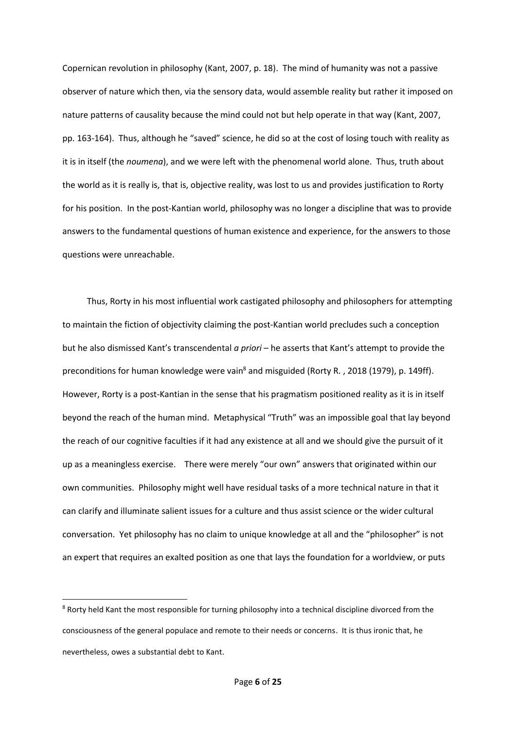Copernican revolution in philosophy (Kant, 2007, p. 18). The mind of humanity was not a passive observer of nature which then, via the sensory data, would assemble reality but rather it imposed on nature patterns of causality because the mind could not but help operate in that way (Kant, 2007, pp. 163-164). Thus, although he "saved" science, he did so at the cost of losing touch with reality as it is in itself (the *noumena*), and we were left with the phenomenal world alone. Thus, truth about the world as it is really is, that is, objective reality, was lost to us and provides justification to Rorty for his position. In the post-Kantian world, philosophy was no longer a discipline that was to provide answers to the fundamental questions of human existence and experience, for the answers to those questions were unreachable.

Thus, Rorty in his most influential work castigated philosophy and philosophers for attempting to maintain the fiction of objectivity claiming the post-Kantian world precludes such a conception but he also dismissed Kant's transcendental *a priori* – he asserts that Kant's attempt to provide the preconditions for human knowledge were vain[8] and misguided (Rorty R. , 2018 (1979), p. 149ff). However, Rorty is a post-Kantian in the sense that his pragmatism positioned reality as it is in itself beyond the reach of the human mind. Metaphysical "Truth" was an impossible goal that lay beyond the reach of our cognitive faculties if it had any existence at all and we should give the pursuit of it up as a meaningless exercise. There were merely "our own" answers that originated within our own communities. Philosophy might well have residual tasks of a more technical nature in that it can clarify and illuminate salient issues for a culture and thus assist science or the wider cultural conversation. Yet philosophy has no claim to unique knowledge at all and the "philosopher" is not an expert that requires an exalted position as one that lays the foundation for a worldview, or puts

[8] Rorty held Kant the most responsible for turning philosophy into a technical discipline divorced from the consciousness of the general populace and remote to their needs or concerns. It is thus ironic that, he nevertheless, owes a substantial debt to Kant.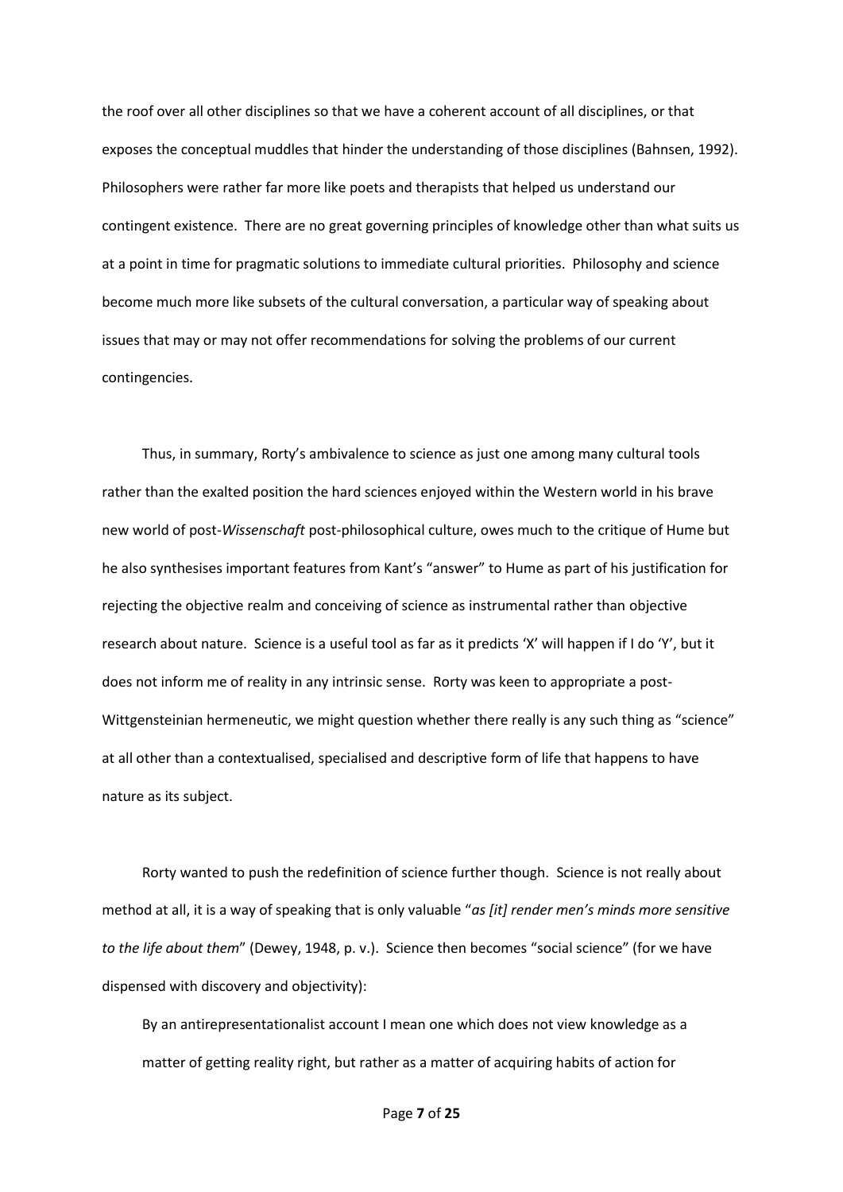the roof over all other disciplines so that we have a coherent account of all disciplines, or that exposes the conceptual muddles that hinder the understanding of those disciplines (Bahnsen, 1992). Philosophers were rather far more like poets and therapists that helped us understand our contingent existence. There are no great governing principles of knowledge other than what suits us at a point in time for pragmatic solutions to immediate cultural priorities. Philosophy and science become much more like subsets of the cultural conversation, a particular way of speaking about issues that may or may not offer recommendations for solving the problems of our current contingencies.

Thus, in summary, Rorty's ambivalence to science as just one among many cultural tools rather than the exalted position the hard sciences enjoyed within the Western world in his brave new world of post-*Wissenschaft* post-philosophical culture, owes much to the critique of Hume but he also synthesises important features from Kant's "answer" to Hume as part of his justification for rejecting the objective realm and conceiving of science as instrumental rather than objective research about nature. Science is a useful tool as far as it predicts 'X' will happen if I do 'Y', but it does not inform me of reality in any intrinsic sense. Rorty was keen to appropriate a post-Wittgensteinian hermeneutic, we might question whether there really is any such thing as "science" at all other than a contextualised, specialised and descriptive form of life that happens to have nature as its subject.

Rorty wanted to push the redefinition of science further though. Science is not really about method at all, it is a way of speaking that is only valuable "*as [it] render men's minds more sensitive to the life about them*" (Dewey, 1948, p. v.). Science then becomes "social science" (for we have dispensed with discovery and objectivity):

> By an antirepresentationalist account I mean one which does not view knowledge as a matter of getting reality right, but rather as a matter of acquiring habits of action for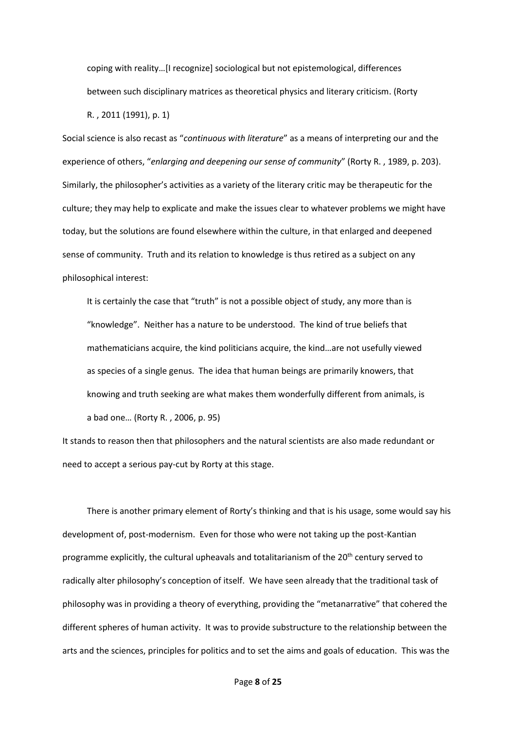> coping with reality…[I recognize] sociological but not epistemological, differences between such disciplinary matrices as theoretical physics and literary criticism. (Rorty R. , 2011 (1991), p. 1)

Social science is also recast as "*continuous with literature*" as a means of interpreting our and the experience of others, "*enlarging and deepening our sense of community*" (Rorty R. , 1989, p. 203). Similarly, the philosopher's activities as a variety of the literary critic may be therapeutic for the culture; they may help to explicate and make the issues clear to whatever problems we might have today, but the solutions are found elsewhere within the culture, in that enlarged and deepened sense of community. Truth and its relation to knowledge is thus retired as a subject on any philosophical interest:

> It is certainly the case that "truth" is not a possible object of study, any more than is "knowledge". Neither has a nature to be understood. The kind of true beliefs that mathematicians acquire, the kind politicians acquire, the kind…are not usefully viewed as species of a single genus. The idea that human beings are primarily knowers, that knowing and truth seeking are what makes them wonderfully different from animals, is a bad one… (Rorty R. , 2006, p. 95)

It stands to reason then that philosophers and the natural scientists are also made redundant or need to accept a serious pay-cut by Rorty at this stage.

There is another primary element of Rorty's thinking and that is his usage, some would say his development of, post-modernism. Even for those who were not taking up the post-Kantian programme explicitly, the cultural upheavals and totalitarianism of the 20th century served to radically alter philosophy's conception of itself. We have seen already that the traditional task of philosophy was in providing a theory of everything, providing the "metanarrative" that cohered the different spheres of human activity. It was to provide substructure to the relationship between the arts and the sciences, principles for politics and to set the aims and goals of education. This was the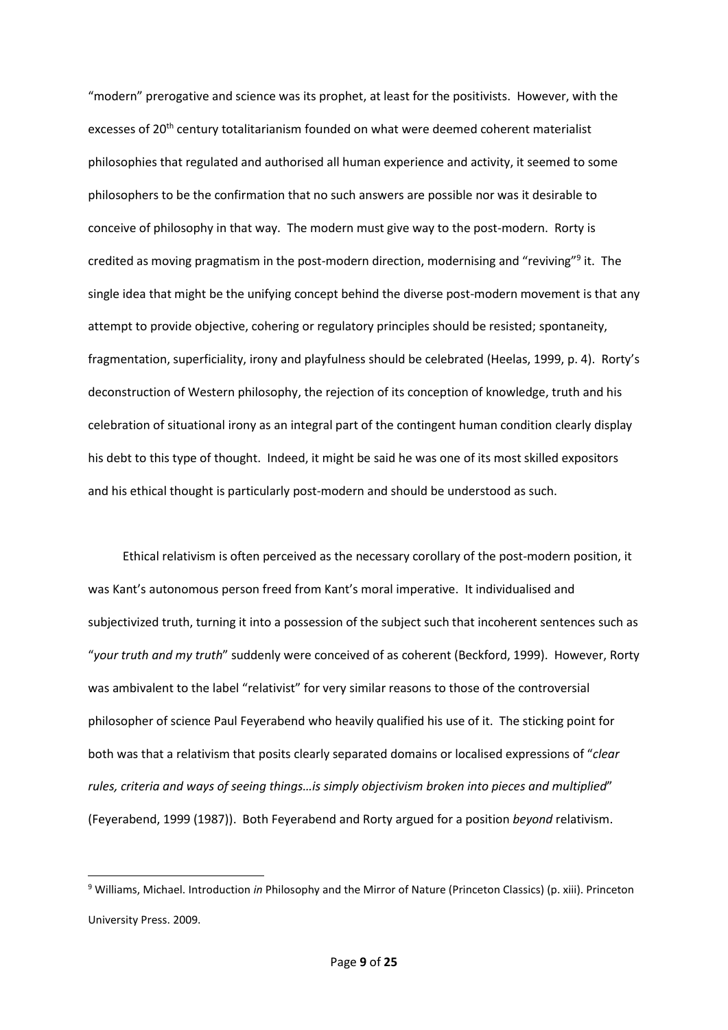"modern" prerogative and science was its prophet, at least for the positivists. However, with the excesses of 20th century totalitarianism founded on what were deemed coherent materialist philosophies that regulated and authorised all human experience and activity, it seemed to some philosophers to be the confirmation that no such answers are possible nor was it desirable to conceive of philosophy in that way. The modern must give way to the post-modern. Rorty is credited as moving pragmatism in the post-modern direction, modernising and "reviving"[9] it. The single idea that might be the unifying concept behind the diverse post-modern movement is that any attempt to provide objective, cohering or regulatory principles should be resisted; spontaneity, fragmentation, superficiality, irony and playfulness should be celebrated (Heelas, 1999, p. 4). Rorty's deconstruction of Western philosophy, the rejection of its conception of knowledge, truth and his celebration of situational irony as an integral part of the contingent human condition clearly display his debt to this type of thought. Indeed, it might be said he was one of its most skilled expositors and his ethical thought is particularly post-modern and should be understood as such.

Ethical relativism is often perceived as the necessary corollary of the post-modern position, it was Kant's autonomous person freed from Kant's moral imperative. It individualised and subjectivized truth, turning it into a possession of the subject such that incoherent sentences such as "*your truth and my truth*" suddenly were conceived of as coherent (Beckford, 1999). However, Rorty was ambivalent to the label "relativist" for very similar reasons to those of the controversial philosopher of science Paul Feyerabend who heavily qualified his use of it. The sticking point for both was that a relativism that posits clearly separated domains or localised expressions of "*clear rules, criteria and ways of seeing things…is simply objectivism broken into pieces and multiplied*" (Feyerabend, 1999 (1987)). Both Feyerabend and Rorty argued for a position *beyond* relativism.

---

[9] Williams, Michael. Introduction *in* Philosophy and the Mirror of Nature (Princeton Classics) (p. xiii). Princeton University Press. 2009.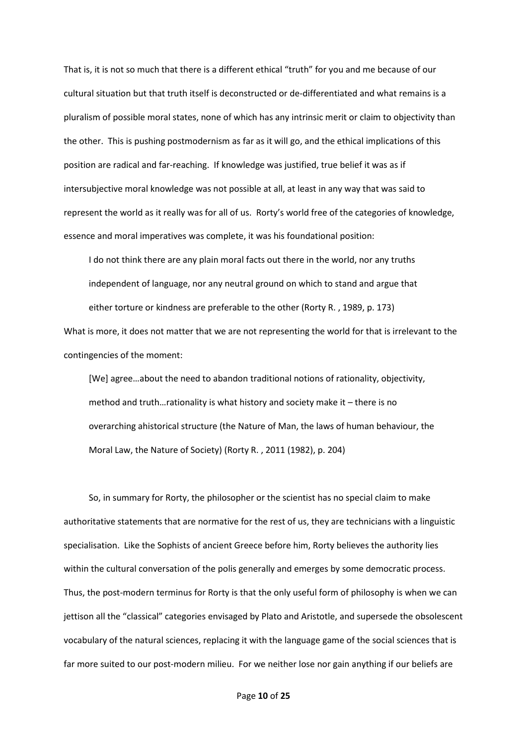That is, it is not so much that there is a different ethical "truth" for you and me because of our cultural situation but that truth itself is deconstructed or de-differentiated and what remains is a pluralism of possible moral states, none of which has any intrinsic merit or claim to objectivity than the other. This is pushing postmodernism as far as it will go, and the ethical implications of this position are radical and far-reaching. If knowledge was justified, true belief it was as if intersubjective moral knowledge was not possible at all, at least in any way that was said to represent the world as it really was for all of us. Rorty's world free of the categories of knowledge, essence and moral imperatives was complete, it was his foundational position:

> I do not think there are any plain moral facts out there in the world, nor any truths independent of language, nor any neutral ground on which to stand and argue that either torture or kindness are preferable to the other (Rorty R. , 1989, p. 173)

What is more, it does not matter that we are not representing the world for that is irrelevant to the contingencies of the moment:

> [We] agree…about the need to abandon traditional notions of rationality, objectivity, method and truth…rationality is what history and society make it – there is no overarching ahistorical structure (the Nature of Man, the laws of human behaviour, the Moral Law, the Nature of Society) (Rorty R. , 2011 (1982), p. 204)

So, in summary for Rorty, the philosopher or the scientist has no special claim to make authoritative statements that are normative for the rest of us, they are technicians with a linguistic specialisation. Like the Sophists of ancient Greece before him, Rorty believes the authority lies within the cultural conversation of the polis generally and emerges by some democratic process. Thus, the post-modern terminus for Rorty is that the only useful form of philosophy is when we can jettison all the "classical" categories envisaged by Plato and Aristotle, and supersede the obsolescent vocabulary of the natural sciences, replacing it with the language game of the social sciences that is far more suited to our post-modern milieu. For we neither lose nor gain anything if our beliefs are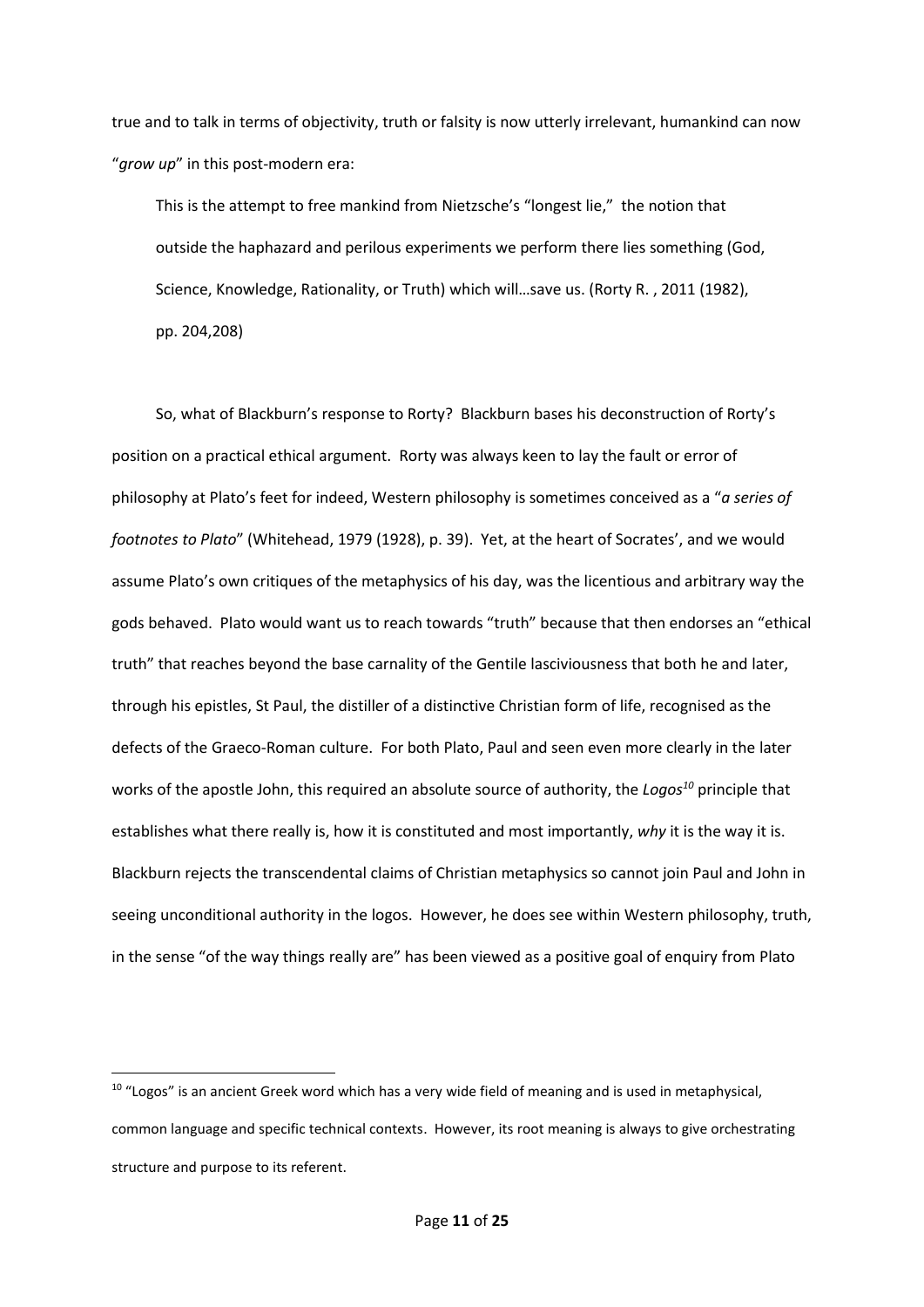true and to talk in terms of objectivity, truth or falsity is now utterly irrelevant, humankind can now "*grow up*" in this post-modern era:

> This is the attempt to free mankind from Nietzsche's "longest lie," the notion that outside the haphazard and perilous experiments we perform there lies something (God, Science, Knowledge, Rationality, or Truth) which will…save us. (Rorty R. , 2011 (1982), pp. 204,208)

So, what of Blackburn's response to Rorty? Blackburn bases his deconstruction of Rorty's position on a practical ethical argument. Rorty was always keen to lay the fault or error of philosophy at Plato's feet for indeed, Western philosophy is sometimes conceived as a "*a series of footnotes to Plato*" (Whitehead, 1979 (1928), p. 39). Yet, at the heart of Socrates', and we would assume Plato's own critiques of the metaphysics of his day, was the licentious and arbitrary way the gods behaved. Plato would want us to reach towards "truth" because that then endorses an "ethical truth" that reaches beyond the base carnality of the Gentile lasciviousness that both he and later, through his epistles, St Paul, the distiller of a distinctive Christian form of life, recognised as the defects of the Graeco-Roman culture. For both Plato, Paul and seen even more clearly in the later works of the apostle John, this required an absolute source of authority, the *Logos*[10] principle that establishes what there really is, how it is constituted and most importantly, *why* it is the way it is. Blackburn rejects the transcendental claims of Christian metaphysics so cannot join Paul and John in seeing unconditional authority in the logos. However, he does see within Western philosophy, truth, in the sense "of the way things really are" has been viewed as a positive goal of enquiry from Plato

---

[10] "Logos" is an ancient Greek word which has a very wide field of meaning and is used in metaphysical, common language and specific technical contexts. However, its root meaning is always to give orchestrating structure and purpose to its referent.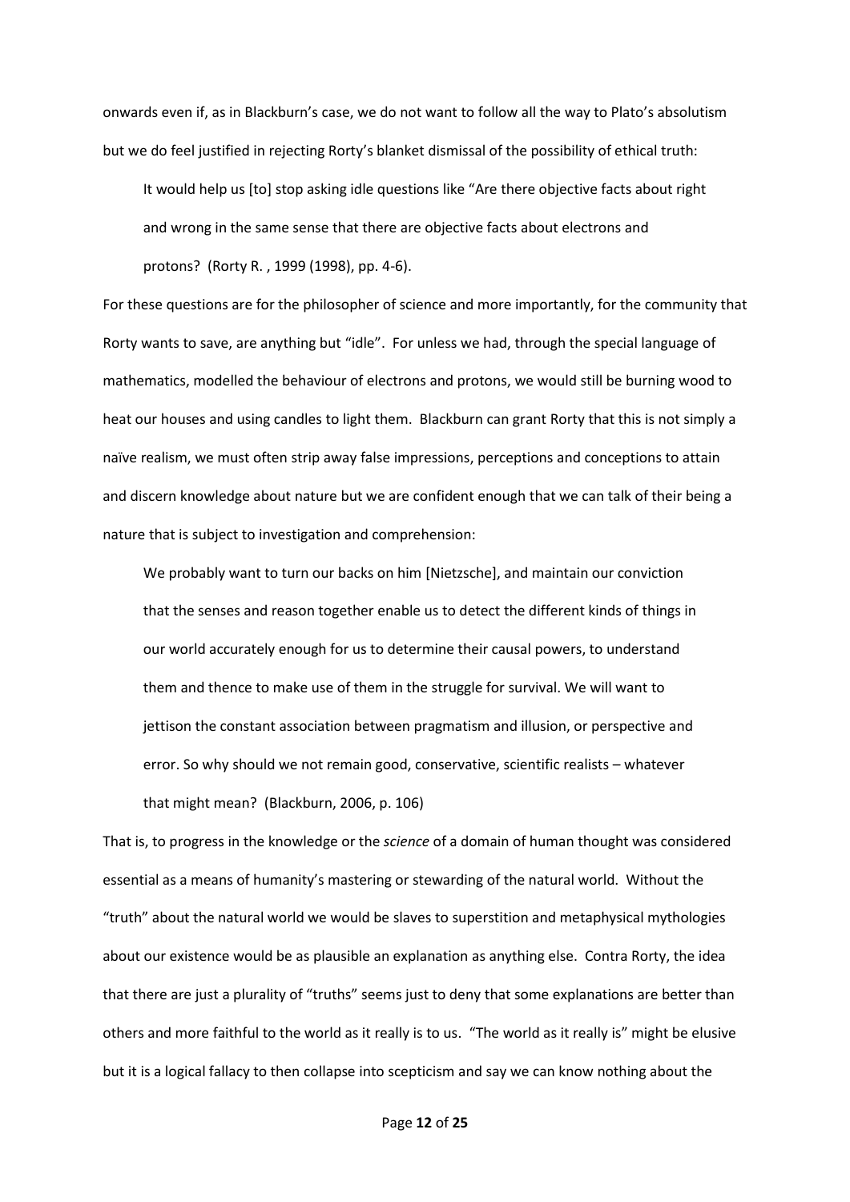onwards even if, as in Blackburn's case, we do not want to follow all the way to Plato's absolutism but we do feel justified in rejecting Rorty's blanket dismissal of the possibility of ethical truth:

> It would help us [to] stop asking idle questions like "Are there objective facts about right and wrong in the same sense that there are objective facts about electrons and protons? (Rorty R. , 1999 (1998), pp. 4-6).

For these questions are for the philosopher of science and more importantly, for the community that Rorty wants to save, are anything but "idle". For unless we had, through the special language of mathematics, modelled the behaviour of electrons and protons, we would still be burning wood to heat our houses and using candles to light them. Blackburn can grant Rorty that this is not simply a naïve realism, we must often strip away false impressions, perceptions and conceptions to attain and discern knowledge about nature but we are confident enough that we can talk of their being a nature that is subject to investigation and comprehension:

> We probably want to turn our backs on him [Nietzsche], and maintain our conviction that the senses and reason together enable us to detect the different kinds of things in our world accurately enough for us to determine their causal powers, to understand them and thence to make use of them in the struggle for survival. We will want to jettison the constant association between pragmatism and illusion, or perspective and error. So why should we not remain good, conservative, scientific realists – whatever that might mean? (Blackburn, 2006, p. 106)

That is, to progress in the knowledge or the *science* of a domain of human thought was considered essential as a means of humanity's mastering or stewarding of the natural world. Without the "truth" about the natural world we would be slaves to superstition and metaphysical mythologies about our existence would be as plausible an explanation as anything else. Contra Rorty, the idea that there are just a plurality of "truths" seems just to deny that some explanations are better than others and more faithful to the world as it really is to us. "The world as it really is" might be elusive but it is a logical fallacy to then collapse into scepticism and say we can know nothing about the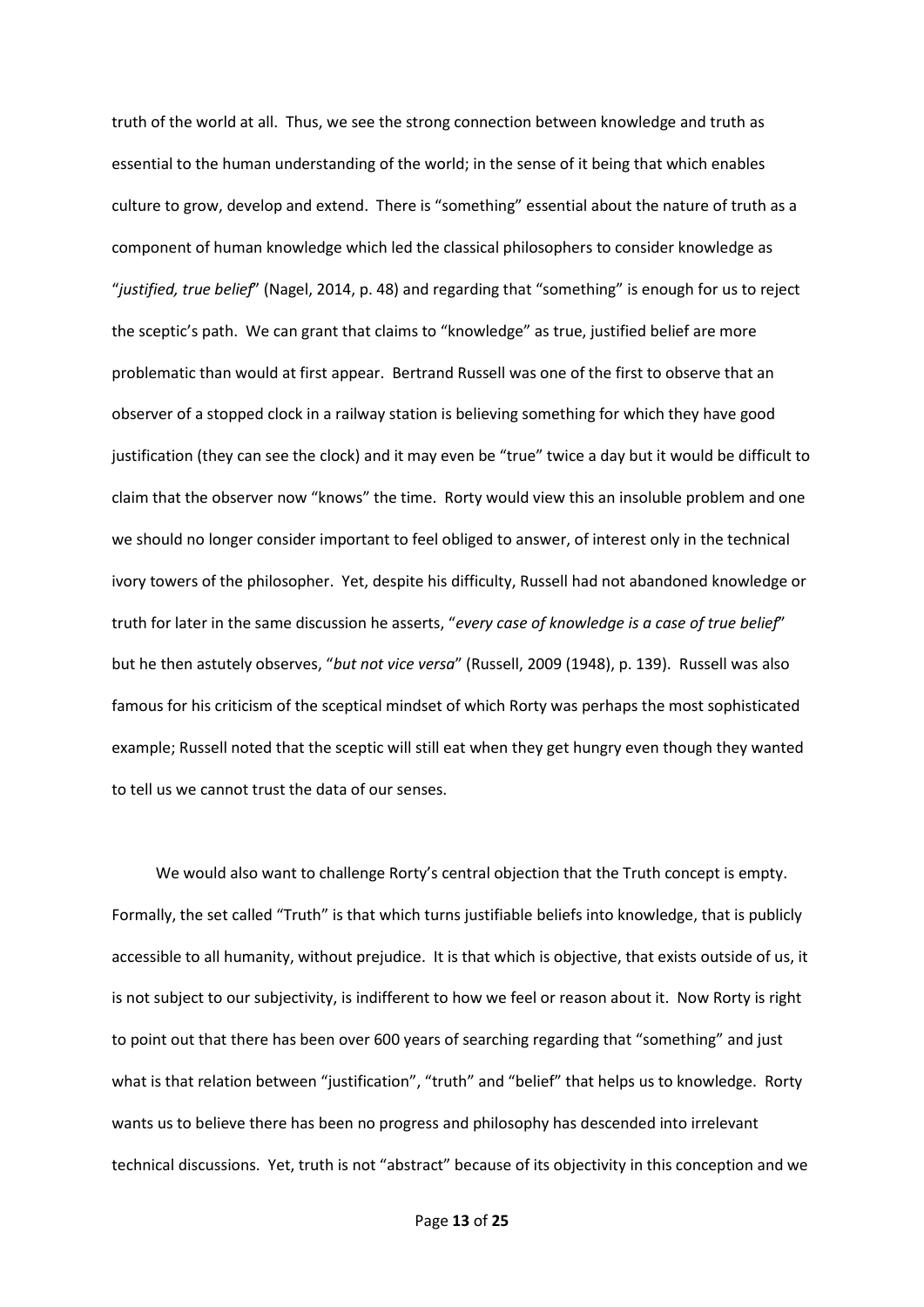truth of the world at all. Thus, we see the strong connection between knowledge and truth as essential to the human understanding of the world; in the sense of it being that which enables culture to grow, develop and extend. There is "something" essential about the nature of truth as a component of human knowledge which led the classical philosophers to consider knowledge as "*justified, true belief*" (Nagel, 2014, p. 48) and regarding that "something" is enough for us to reject the sceptic's path. We can grant that claims to "knowledge" as true, justified belief are more problematic than would at first appear. Bertrand Russell was one of the first to observe that an observer of a stopped clock in a railway station is believing something for which they have good justification (they can see the clock) and it may even be "true" twice a day but it would be difficult to claim that the observer now "knows" the time. Rorty would view this an insoluble problem and one we should no longer consider important to feel obliged to answer, of interest only in the technical ivory towers of the philosopher. Yet, despite his difficulty, Russell had not abandoned knowledge or truth for later in the same discussion he asserts, "*every case of knowledge is a case of true belief*" but he then astutely observes, "*but not vice versa*" (Russell, 2009 (1948), p. 139). Russell was also famous for his criticism of the sceptical mindset of which Rorty was perhaps the most sophisticated example; Russell noted that the sceptic will still eat when they get hungry even though they wanted to tell us we cannot trust the data of our senses.

We would also want to challenge Rorty's central objection that the Truth concept is empty. Formally, the set called "Truth" is that which turns justifiable beliefs into knowledge, that is publicly accessible to all humanity, without prejudice. It is that which is objective, that exists outside of us, it is not subject to our subjectivity, is indifferent to how we feel or reason about it. Now Rorty is right to point out that there has been over 600 years of searching regarding that "something" and just what is that relation between "justification", "truth" and "belief" that helps us to knowledge. Rorty wants us to believe there has been no progress and philosophy has descended into irrelevant technical discussions. Yet, truth is not "abstract" because of its objectivity in this conception and we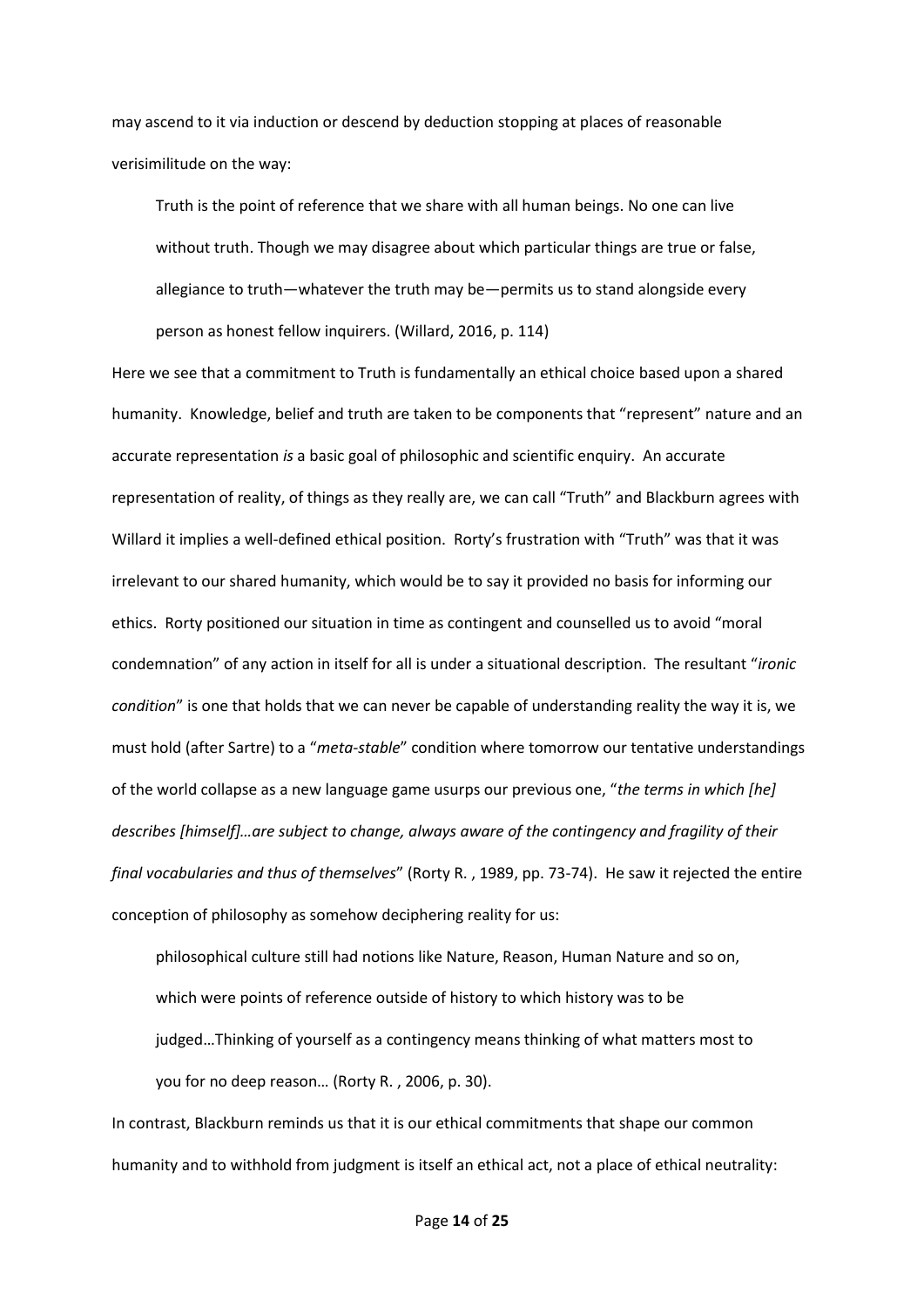may ascend to it via induction or descend by deduction stopping at places of reasonable verisimilitude on the way:

> Truth is the point of reference that we share with all human beings. No one can live without truth. Though we may disagree about which particular things are true or false, allegiance to truth—whatever the truth may be—permits us to stand alongside every person as honest fellow inquirers. (Willard, 2016, p. 114)

Here we see that a commitment to Truth is fundamentally an ethical choice based upon a shared humanity. Knowledge, belief and truth are taken to be components that "represent" nature and an accurate representation *is* a basic goal of philosophic and scientific enquiry. An accurate representation of reality, of things as they really are, we can call "Truth" and Blackburn agrees with Willard it implies a well-defined ethical position. Rorty's frustration with "Truth" was that it was irrelevant to our shared humanity, which would be to say it provided no basis for informing our ethics. Rorty positioned our situation in time as contingent and counselled us to avoid "moral condemnation" of any action in itself for all is under a situational description. The resultant "*ironic condition*" is one that holds that we can never be capable of understanding reality the way it is, we must hold (after Sartre) to a "*meta-stable*" condition where tomorrow our tentative understandings of the world collapse as a new language game usurps our previous one, "*the terms in which [he] describes [himself]…are subject to change, always aware of the contingency and fragility of their final vocabularies and thus of themselves*" (Rorty R. , 1989, pp. 73-74). He saw it rejected the entire conception of philosophy as somehow deciphering reality for us:

> philosophical culture still had notions like Nature, Reason, Human Nature and so on, which were points of reference outside of history to which history was to be judged…Thinking of yourself as a contingency means thinking of what matters most to you for no deep reason… (Rorty R. , 2006, p. 30).

In contrast, Blackburn reminds us that it is our ethical commitments that shape our common humanity and to withhold from judgment is itself an ethical act, not a place of ethical neutrality: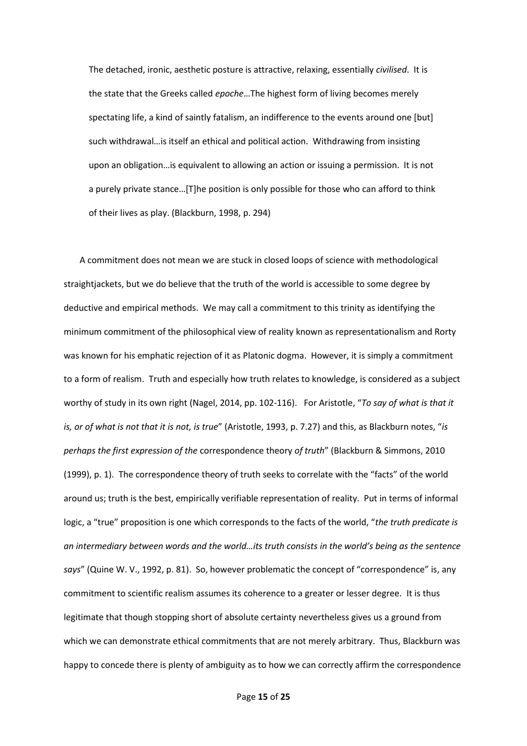> The detached, ironic, aesthetic posture is attractive, relaxing, essentially *civilised*. It is the state that the Greeks called *epoche*…The highest form of living becomes merely spectating life, a kind of saintly fatalism, an indifference to the events around one [but] such withdrawal…is itself an ethical and political action. Withdrawing from insisting upon an obligation…is equivalent to allowing an action or issuing a permission. It is not a purely private stance…[T]he position is only possible for those who can afford to think of their lives as play. (Blackburn, 1998, p. 294)

A commitment does not mean we are stuck in closed loops of science with methodological straightjackets, but we do believe that the truth of the world is accessible to some degree by deductive and empirical methods. We may call a commitment to this trinity as identifying the minimum commitment of the philosophical view of reality known as representationalism and Rorty was known for his emphatic rejection of it as Platonic dogma. However, it is simply a commitment to a form of realism. Truth and especially how truth relates to knowledge, is considered as a subject worthy of study in its own right (Nagel, 2014, pp. 102-116). For Aristotle, "*To say of what is that it is, or of what is not that it is not, is true*" (Aristotle, 1993, p. 7.27) and this, as Blackburn notes, "*is perhaps the first expression of the* correspondence theory *of truth*" (Blackburn & Simmons, 2010 (1999), p. 1). The correspondence theory of truth seeks to correlate with the "facts" of the world around us; truth is the best, empirically verifiable representation of reality. Put in terms of informal logic, a "true" proposition is one which corresponds to the facts of the world, "*the truth predicate is an intermediary between words and the world…its truth consists in the world's being as the sentence says*" (Quine W. V., 1992, p. 81). So, however problematic the concept of "correspondence" is, any commitment to scientific realism assumes its coherence to a greater or lesser degree. It is thus legitimate that though stopping short of absolute certainty nevertheless gives us a ground from which we can demonstrate ethical commitments that are not merely arbitrary. Thus, Blackburn was happy to concede there is plenty of ambiguity as to how we can correctly affirm the correspondence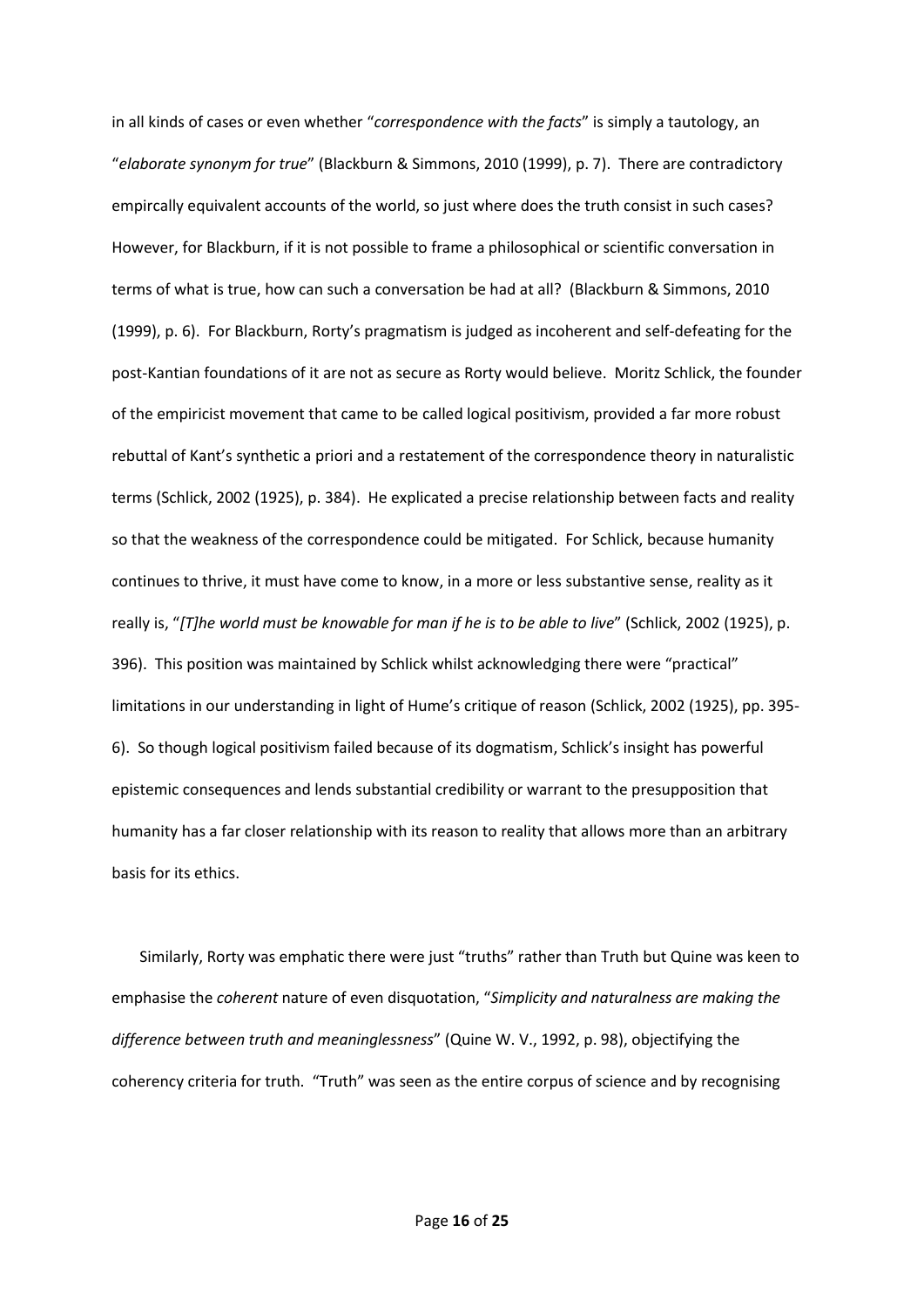in all kinds of cases or even whether "*correspondence with the facts*" is simply a tautology, an "*elaborate synonym for true*" (Blackburn & Simmons, 2010 (1999), p. 7). There are contradictory empircally equivalent accounts of the world, so just where does the truth consist in such cases? However, for Blackburn, if it is not possible to frame a philosophical or scientific conversation in terms of what is true, how can such a conversation be had at all? (Blackburn & Simmons, 2010 (1999), p. 6). For Blackburn, Rorty's pragmatism is judged as incoherent and self-defeating for the post-Kantian foundations of it are not as secure as Rorty would believe. Moritz Schlick, the founder of the empiricist movement that came to be called logical positivism, provided a far more robust rebuttal of Kant's synthetic a priori and a restatement of the correspondence theory in naturalistic terms (Schlick, 2002 (1925), p. 384). He explicated a precise relationship between facts and reality so that the weakness of the correspondence could be mitigated. For Schlick, because humanity continues to thrive, it must have come to know, in a more or less substantive sense, reality as it really is, "*[T]he world must be knowable for man if he is to be able to live*" (Schlick, 2002 (1925), p. 396). This position was maintained by Schlick whilst acknowledging there were "practical" limitations in our understanding in light of Hume's critique of reason (Schlick, 2002 (1925), pp. 395-6). So though logical positivism failed because of its dogmatism, Schlick's insight has powerful epistemic consequences and lends substantial credibility or warrant to the presupposition that humanity has a far closer relationship with its reason to reality that allows more than an arbitrary basis for its ethics.

Similarly, Rorty was emphatic there were just "truths" rather than Truth but Quine was keen to emphasise the *coherent* nature of even disquotation, "*Simplicity and naturalness are making the difference between truth and meaninglessness*" (Quine W. V., 1992, p. 98), objectifying the coherency criteria for truth. "Truth" was seen as the entire corpus of science and by recognising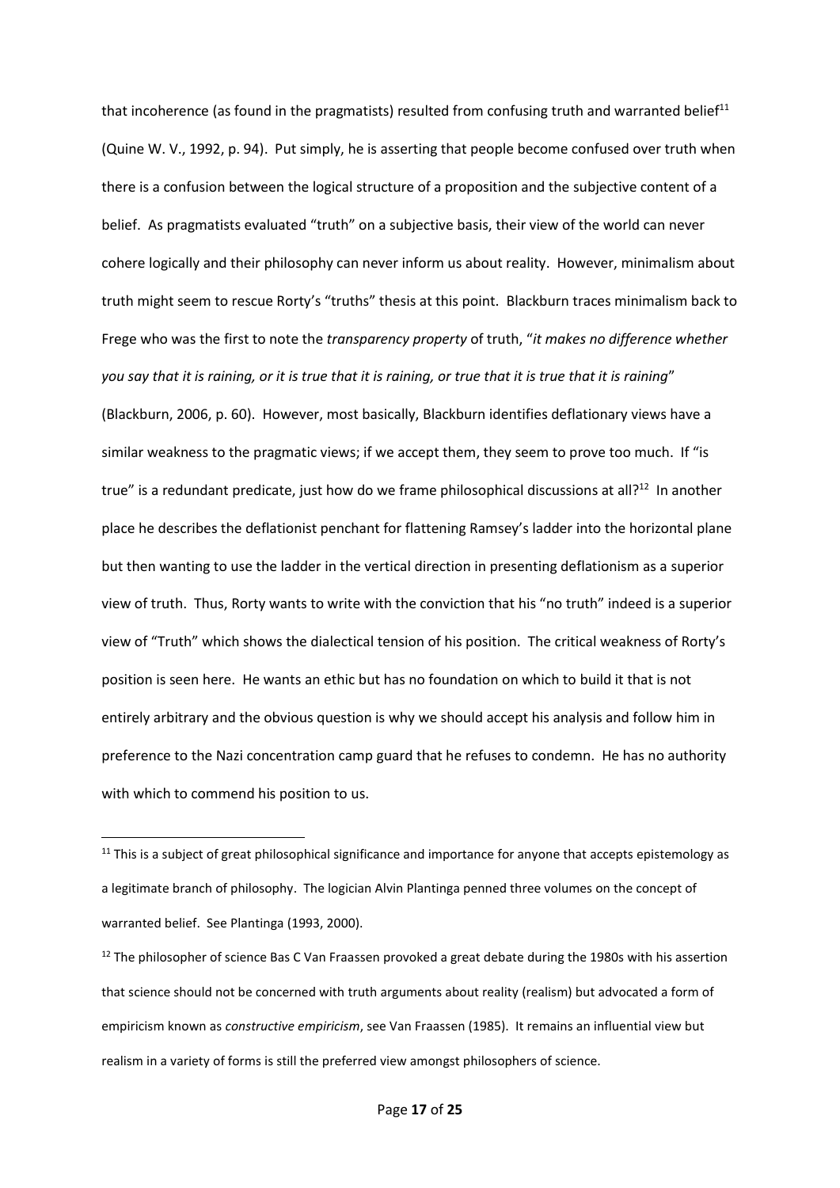that incoherence (as found in the pragmatists) resulted from confusing truth and warranted belief[11] (Quine W. V., 1992, p. 94). Put simply, he is asserting that people become confused over truth when there is a confusion between the logical structure of a proposition and the subjective content of a belief. As pragmatists evaluated "truth" on a subjective basis, their view of the world can never cohere logically and their philosophy can never inform us about reality. However, minimalism about truth might seem to rescue Rorty's "truths" thesis at this point. Blackburn traces minimalism back to Frege who was the first to note the *transparency property* of truth, "*it makes no difference whether you say that it is raining, or it is true that it is raining, or true that it is true that it is raining*" (Blackburn, 2006, p. 60). However, most basically, Blackburn identifies deflationary views have a similar weakness to the pragmatic views; if we accept them, they seem to prove too much. If "is true" is a redundant predicate, just how do we frame philosophical discussions at all?[12] In another place he describes the deflationist penchant for flattening Ramsey's ladder into the horizontal plane but then wanting to use the ladder in the vertical direction in presenting deflationism as a superior view of truth. Thus, Rorty wants to write with the conviction that his "no truth" indeed is a superior view of "Truth" which shows the dialectical tension of his position. The critical weakness of Rorty's position is seen here. He wants an ethic but has no foundation on which to build it that is not entirely arbitrary and the obvious question is why we should accept his analysis and follow him in preference to the Nazi concentration camp guard that he refuses to condemn. He has no authority with which to commend his position to us.

---

[11] This is a subject of great philosophical significance and importance for anyone that accepts epistemology as a legitimate branch of philosophy. The logician Alvin Plantinga penned three volumes on the concept of warranted belief. See Plantinga (1993, 2000).

[12] The philosopher of science Bas C Van Fraassen provoked a great debate during the 1980s with his assertion that science should not be concerned with truth arguments about reality (realism) but advocated a form of empiricism known as *constructive empiricism*, see Van Fraassen (1985). It remains an influential view but realism in a variety of forms is still the preferred view amongst philosophers of science.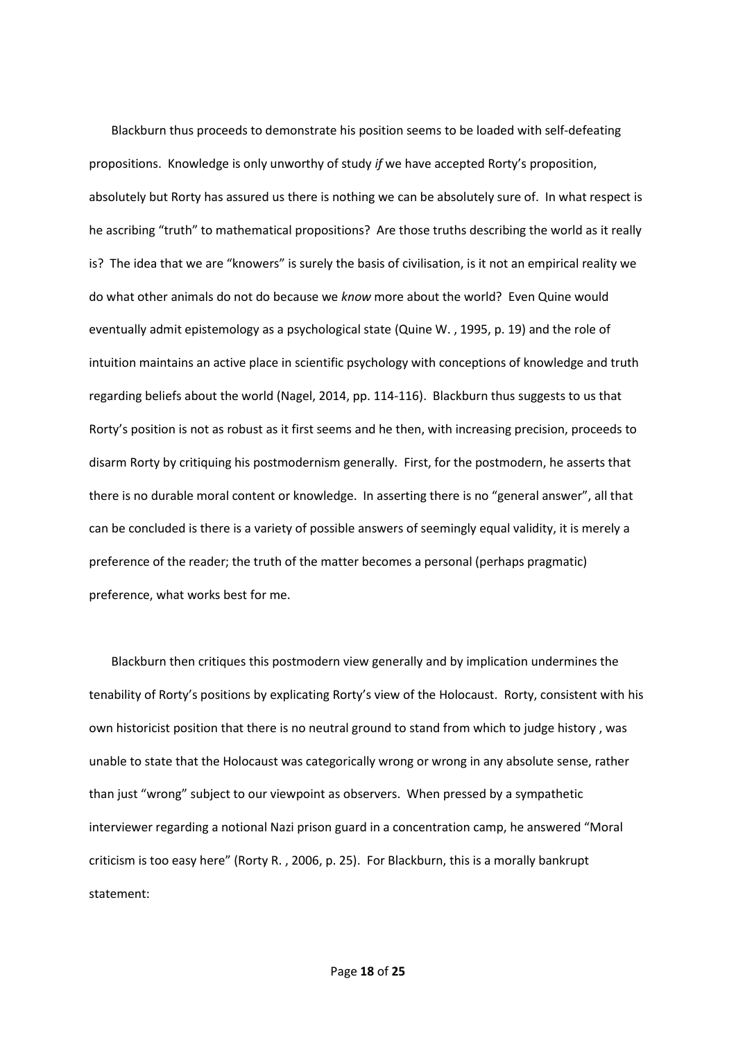Blackburn thus proceeds to demonstrate his position seems to be loaded with self-defeating propositions. Knowledge is only unworthy of study *if* we have accepted Rorty's proposition, absolutely but Rorty has assured us there is nothing we can be absolutely sure of. In what respect is he ascribing "truth" to mathematical propositions? Are those truths describing the world as it really is? The idea that we are "knowers" is surely the basis of civilisation, is it not an empirical reality we do what other animals do not do because we *know* more about the world? Even Quine would eventually admit epistemology as a psychological state (Quine W. , 1995, p. 19) and the role of intuition maintains an active place in scientific psychology with conceptions of knowledge and truth regarding beliefs about the world (Nagel, 2014, pp. 114-116). Blackburn thus suggests to us that Rorty's position is not as robust as it first seems and he then, with increasing precision, proceeds to disarm Rorty by critiquing his postmodernism generally. First, for the postmodern, he asserts that there is no durable moral content or knowledge. In asserting there is no "general answer", all that can be concluded is there is a variety of possible answers of seemingly equal validity, it is merely a preference of the reader; the truth of the matter becomes a personal (perhaps pragmatic) preference, what works best for me.

Blackburn then critiques this postmodern view generally and by implication undermines the tenability of Rorty's positions by explicating Rorty's view of the Holocaust. Rorty, consistent with his own historicist position that there is no neutral ground to stand from which to judge history , was unable to state that the Holocaust was categorically wrong or wrong in any absolute sense, rather than just "wrong" subject to our viewpoint as observers. When pressed by a sympathetic interviewer regarding a notional Nazi prison guard in a concentration camp, he answered "Moral criticism is too easy here" (Rorty R. , 2006, p. 25). For Blackburn, this is a morally bankrupt statement: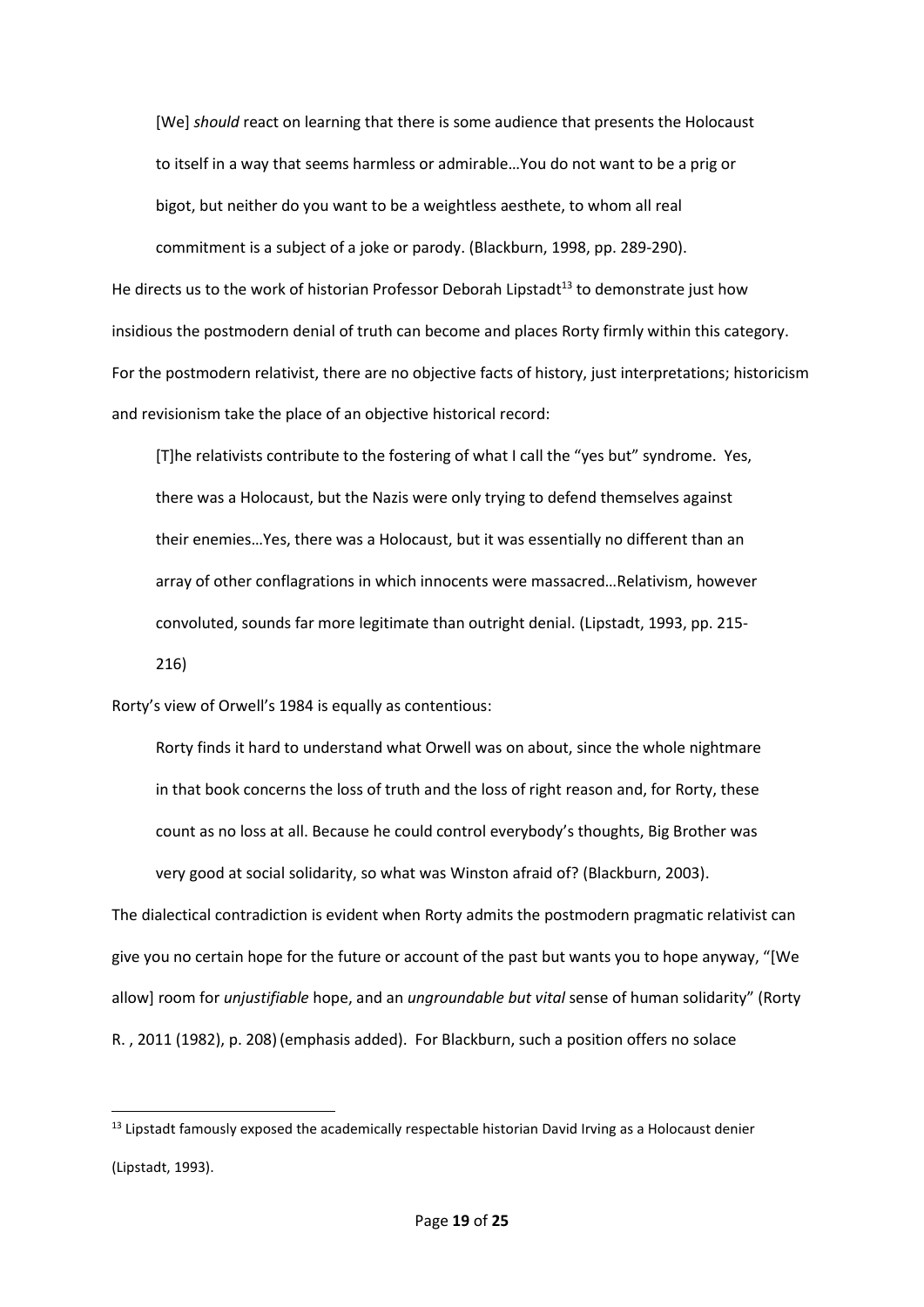> [We] *should* react on learning that there is some audience that presents the Holocaust to itself in a way that seems harmless or admirable…You do not want to be a prig or bigot, but neither do you want to be a weightless aesthete, to whom all real commitment is a subject of a joke or parody. (Blackburn, 1998, pp. 289-290).

He directs us to the work of historian Professor Deborah Lipstadt[13] to demonstrate just how insidious the postmodern denial of truth can become and places Rorty firmly within this category. For the postmodern relativist, there are no objective facts of history, just interpretations; historicism and revisionism take the place of an objective historical record:

> [T]he relativists contribute to the fostering of what I call the "yes but" syndrome. Yes, there was a Holocaust, but the Nazis were only trying to defend themselves against their enemies…Yes, there was a Holocaust, but it was essentially no different than an array of other conflagrations in which innocents were massacred…Relativism, however convoluted, sounds far more legitimate than outright denial. (Lipstadt, 1993, pp. 215-216)

Rorty's view of Orwell's 1984 is equally as contentious:

> Rorty finds it hard to understand what Orwell was on about, since the whole nightmare in that book concerns the loss of truth and the loss of right reason and, for Rorty, these count as no loss at all. Because he could control everybody's thoughts, Big Brother was very good at social solidarity, so what was Winston afraid of? (Blackburn, 2003).

The dialectical contradiction is evident when Rorty admits the postmodern pragmatic relativist can give you no certain hope for the future or account of the past but wants you to hope anyway, "[We allow] room for *unjustifiable* hope, and an *ungroundable but vital* sense of human solidarity" (Rorty R. , 2011 (1982), p. 208) (emphasis added). For Blackburn, such a position offers no solace

---

[13] Lipstadt famously exposed the academically respectable historian David Irving as a Holocaust denier (Lipstadt, 1993).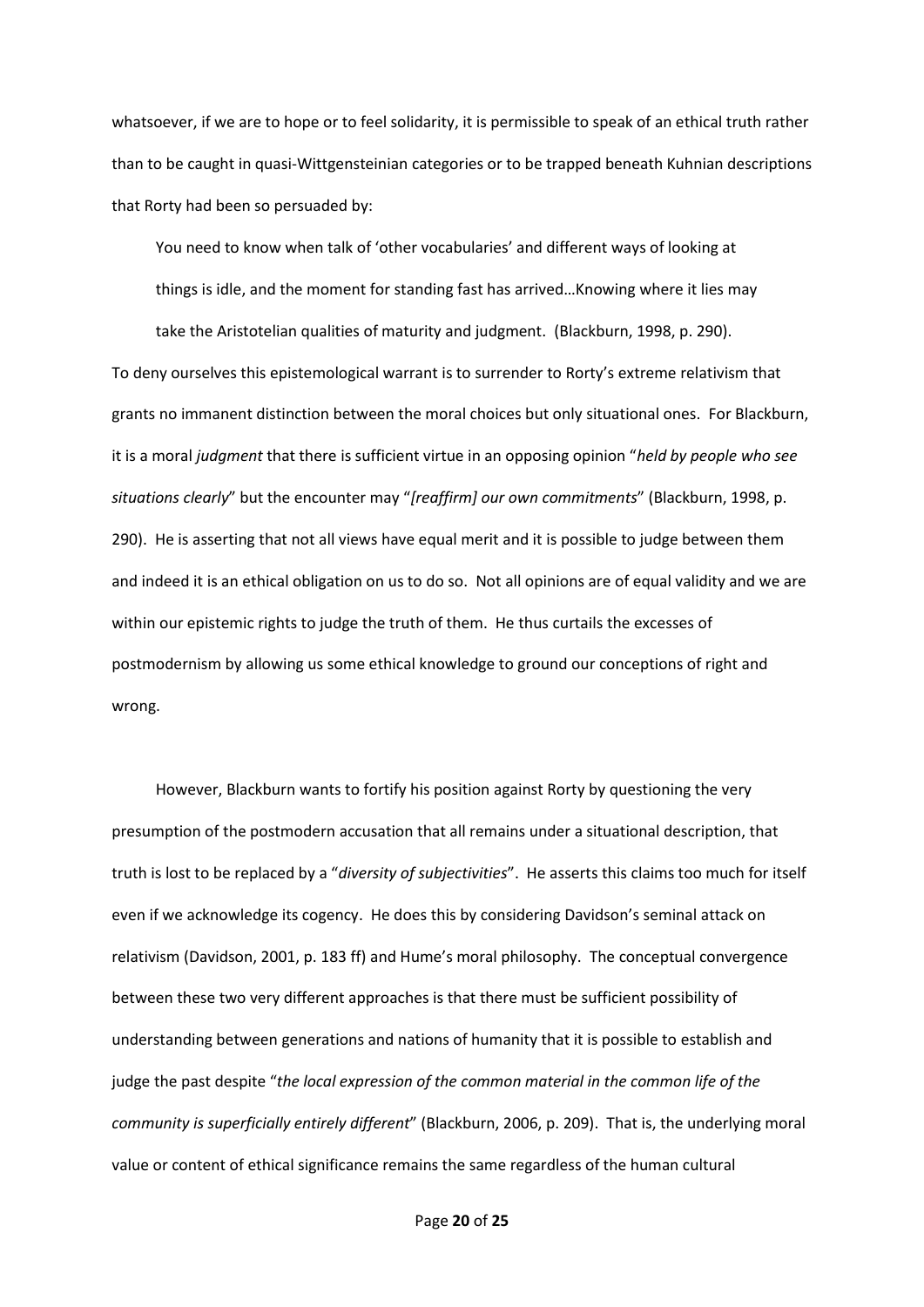whatsoever, if we are to hope or to feel solidarity, it is permissible to speak of an ethical truth rather than to be caught in quasi-Wittgensteinian categories or to be trapped beneath Kuhnian descriptions that Rorty had been so persuaded by:

> You need to know when talk of 'other vocabularies' and different ways of looking at things is idle, and the moment for standing fast has arrived…Knowing where it lies may take the Aristotelian qualities of maturity and judgment. (Blackburn, 1998, p. 290).

To deny ourselves this epistemological warrant is to surrender to Rorty's extreme relativism that grants no immanent distinction between the moral choices but only situational ones. For Blackburn, it is a moral *judgment* that there is sufficient virtue in an opposing opinion "*held by people who see situations clearly*" but the encounter may "*[reaffirm] our own commitments*" (Blackburn, 1998, p. 290). He is asserting that not all views have equal merit and it is possible to judge between them and indeed it is an ethical obligation on us to do so. Not all opinions are of equal validity and we are within our epistemic rights to judge the truth of them. He thus curtails the excesses of postmodernism by allowing us some ethical knowledge to ground our conceptions of right and wrong.

However, Blackburn wants to fortify his position against Rorty by questioning the very presumption of the postmodern accusation that all remains under a situational description, that truth is lost to be replaced by a "*diversity of subjectivities*". He asserts this claims too much for itself even if we acknowledge its cogency. He does this by considering Davidson's seminal attack on relativism (Davidson, 2001, p. 183 ff) and Hume's moral philosophy. The conceptual convergence between these two very different approaches is that there must be sufficient possibility of understanding between generations and nations of humanity that it is possible to establish and judge the past despite "*the local expression of the common material in the common life of the community is superficially entirely different*" (Blackburn, 2006, p. 209). That is, the underlying moral value or content of ethical significance remains the same regardless of the human cultural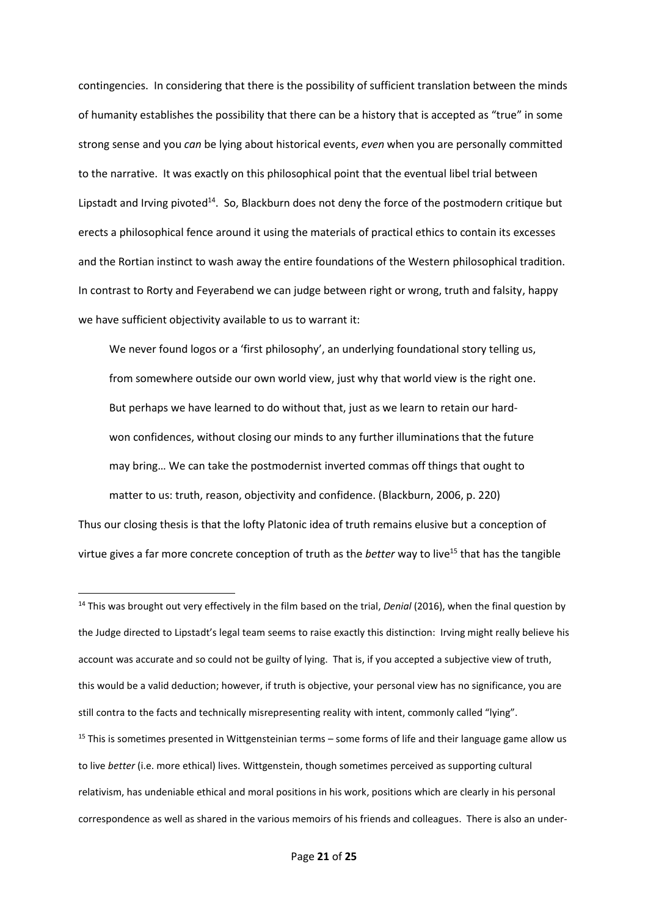contingencies. In considering that there is the possibility of sufficient translation between the minds of humanity establishes the possibility that there can be a history that is accepted as "true" in some strong sense and you *can* be lying about historical events, *even* when you are personally committed to the narrative. It was exactly on this philosophical point that the eventual libel trial between Lipstadt and Irving pivoted[14]. So, Blackburn does not deny the force of the postmodern critique but erects a philosophical fence around it using the materials of practical ethics to contain its excesses and the Rortian instinct to wash away the entire foundations of the Western philosophical tradition. In contrast to Rorty and Feyerabend we can judge between right or wrong, truth and falsity, happy we have sufficient objectivity available to us to warrant it:

> We never found logos or a 'first philosophy', an underlying foundational story telling us, from somewhere outside our own world view, just why that world view is the right one. But perhaps we have learned to do without that, just as we learn to retain our hard-won confidences, without closing our minds to any further illuminations that the future may bring… We can take the postmodernist inverted commas off things that ought to matter to us: truth, reason, objectivity and confidence. (Blackburn, 2006, p. 220)

Thus our closing thesis is that the lofty Platonic idea of truth remains elusive but a conception of virtue gives a far more concrete conception of truth as the *better* way to live[15] that has the tangible

---

[14] This was brought out very effectively in the film based on the trial, *Denial* (2016), when the final question by the Judge directed to Lipstadt's legal team seems to raise exactly this distinction: Irving might really believe his account was accurate and so could not be guilty of lying. That is, if you accepted a subjective view of truth, this would be a valid deduction; however, if truth is objective, your personal view has no significance, you are still contra to the facts and technically misrepresenting reality with intent, commonly called "lying".

[15] This is sometimes presented in Wittgensteinian terms – some forms of life and their language game allow us to live *better* (i.e. more ethical) lives. Wittgenstein, though sometimes perceived as supporting cultural relativism, has undeniable ethical and moral positions in his work, positions which are clearly in his personal correspondence as well as shared in the various memoirs of his friends and colleagues. There is also an under-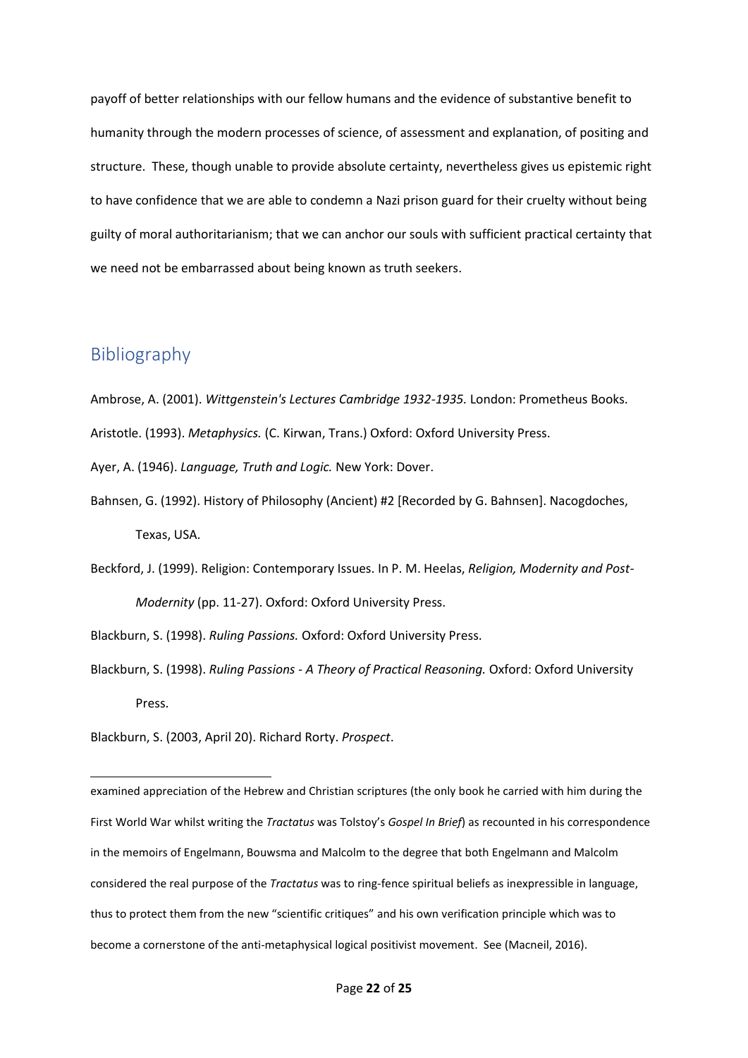payoff of better relationships with our fellow humans and the evidence of substantive benefit to humanity through the modern processes of science, of assessment and explanation, of positing and structure. These, though unable to provide absolute certainty, nevertheless gives us epistemic right to have confidence that we are able to condemn a Nazi prison guard for their cruelty without being guilty of moral authoritarianism; that we can anchor our souls with sufficient practical certainty that we need not be embarrassed about being known as truth seekers.

## Bibliography

Ambrose, A. (2001). *Wittgenstein's Lectures Cambridge 1932-1935.* London: Prometheus Books.

Aristotle. (1993). *Metaphysics.* (C. Kirwan, Trans.) Oxford: Oxford University Press.

Ayer, A. (1946). *Language, Truth and Logic.* New York: Dover.

Bahnsen, G. (1992). History of Philosophy (Ancient) #2 [Recorded by G. Bahnsen]. Nacogdoches, Texas, USA.

Beckford, J. (1999). Religion: Contemporary Issues. In P. M. Heelas, *Religion, Modernity and Post-Modernity* (pp. 11-27). Oxford: Oxford University Press.

Blackburn, S. (1998). *Ruling Passions.* Oxford: Oxford University Press.

Blackburn, S. (1998). *Ruling Passions - A Theory of Practical Reasoning.* Oxford: Oxford University Press.

Blackburn, S. (2003, April 20). Richard Rorty. *Prospect*.

---

examined appreciation of the Hebrew and Christian scriptures (the only book he carried with him during the First World War whilst writing the *Tractatus* was Tolstoy's *Gospel In Brief*) as recounted in his correspondence in the memoirs of Engelmann, Bouwsma and Malcolm to the degree that both Engelmann and Malcolm considered the real purpose of the *Tractatus* was to ring-fence spiritual beliefs as inexpressible in language, thus to protect them from the new "scientific critiques" and his own verification principle which was to become a cornerstone of the anti-metaphysical logical positivist movement. See (Macneil, 2016).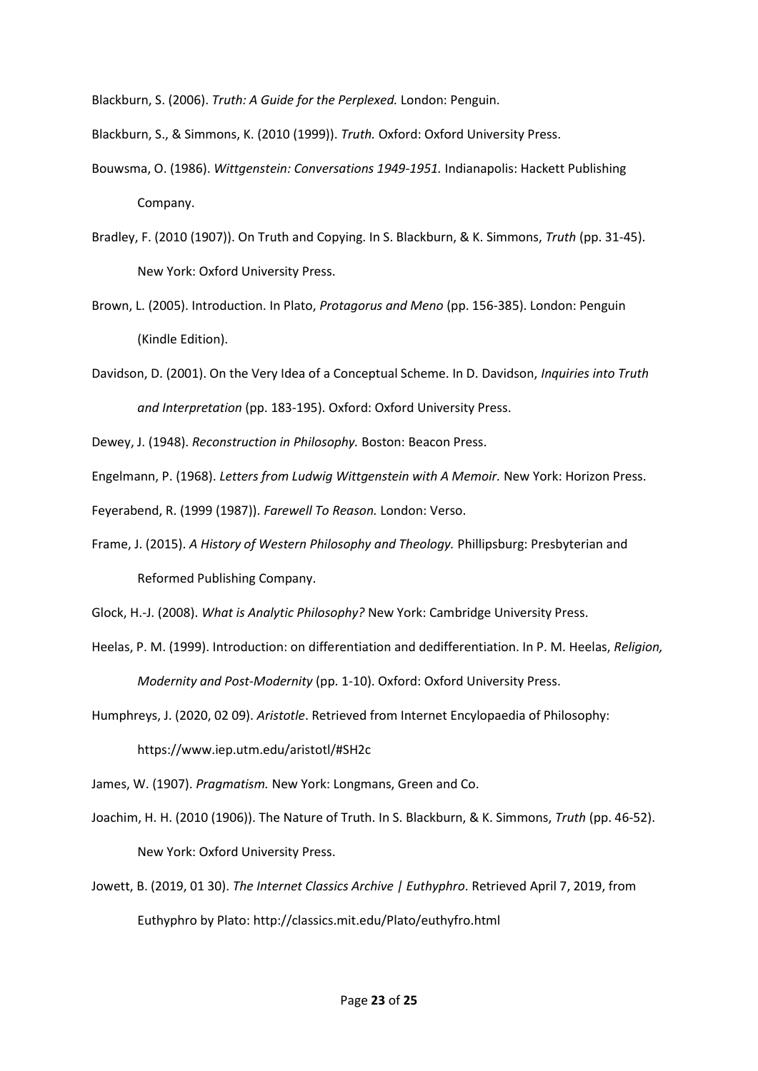Blackburn, S. (2006). *Truth: A Guide for the Perplexed.* London: Penguin.

Blackburn, S., & Simmons, K. (2010 (1999)). *Truth.* Oxford: Oxford University Press.

Bouwsma, O. (1986). *Wittgenstein: Conversations 1949-1951.* Indianapolis: Hackett Publishing Company.

Bradley, F. (2010 (1907)). On Truth and Copying. In S. Blackburn, & K. Simmons, *Truth* (pp. 31-45). New York: Oxford University Press.

Brown, L. (2005). Introduction. In Plato, *Protagorus and Meno* (pp. 156-385). London: Penguin (Kindle Edition).

Davidson, D. (2001). On the Very Idea of a Conceptual Scheme. In D. Davidson, *Inquiries into Truth and Interpretation* (pp. 183-195). Oxford: Oxford University Press.

Dewey, J. (1948). *Reconstruction in Philosophy.* Boston: Beacon Press.

Engelmann, P. (1968). *Letters from Ludwig Wittgenstein with A Memoir.* New York: Horizon Press.

Feyerabend, R. (1999 (1987)). *Farewell To Reason.* London: Verso.

Frame, J. (2015). *A History of Western Philosophy and Theology.* Phillipsburg: Presbyterian and Reformed Publishing Company.

Glock, H.-J. (2008). *What is Analytic Philosophy?* New York: Cambridge University Press.

Heelas, P. M. (1999). Introduction: on differentiation and dedifferentiation. In P. M. Heelas, *Religion, Modernity and Post-Modernity* (pp. 1-10). Oxford: Oxford University Press.

Humphreys, J. (2020, 02 09). *Aristotle*. Retrieved from Internet Encylopaedia of Philosophy: https://www.iep.utm.edu/aristotl/#SH2c

James, W. (1907). *Pragmatism.* New York: Longmans, Green and Co.

Joachim, H. H. (2010 (1906)). The Nature of Truth. In S. Blackburn, & K. Simmons, *Truth* (pp. 46-52). New York: Oxford University Press.

Jowett, B. (2019, 01 30). *The Internet Classics Archive | Euthyphro*. Retrieved April 7, 2019, from Euthyphro by Plato: http://classics.mit.edu/Plato/euthyfro.html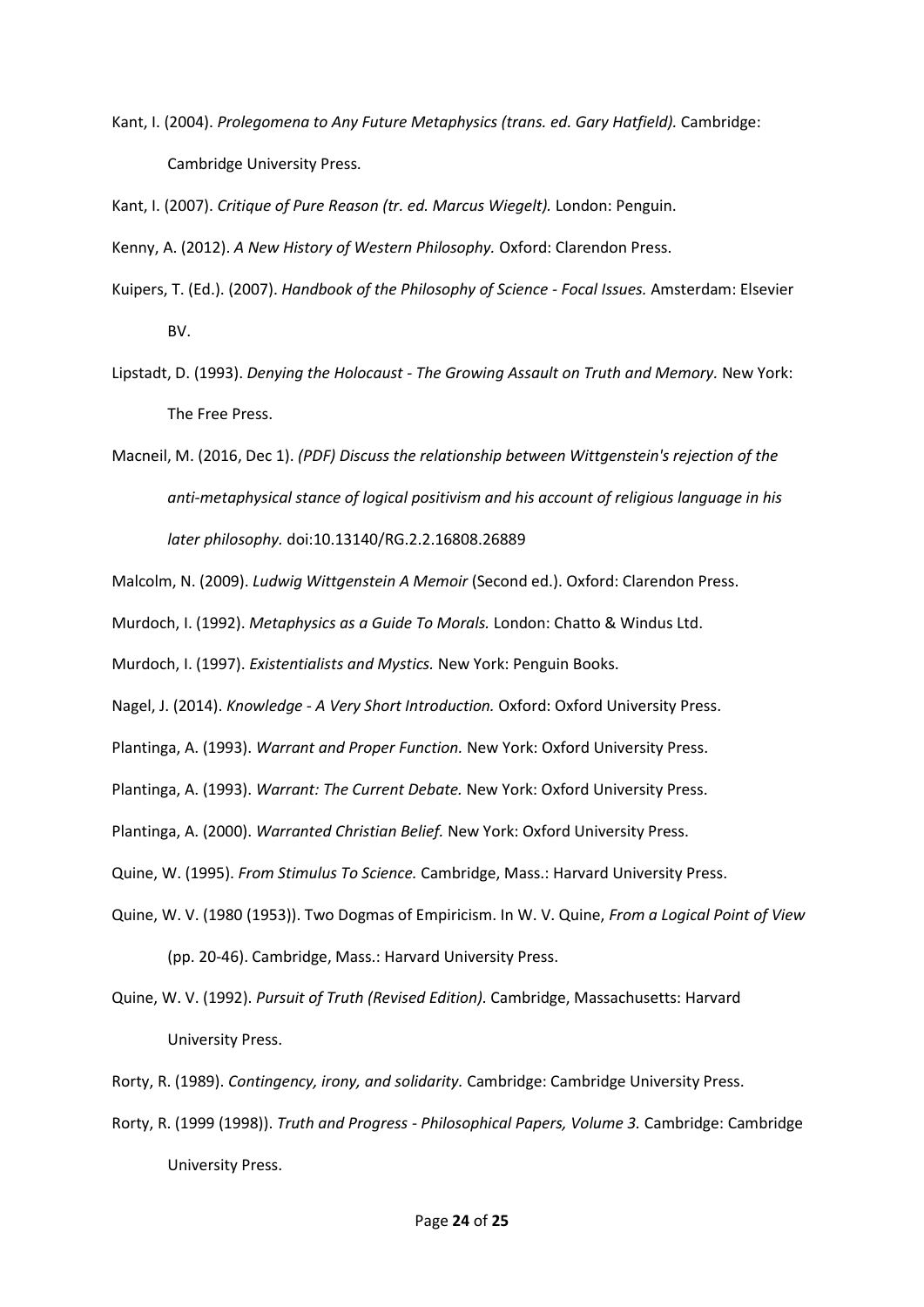Kant, I. (2004). *Prolegomena to Any Future Metaphysics (trans. ed. Gary Hatfield).* Cambridge: Cambridge University Press.

Kant, I. (2007). *Critique of Pure Reason (tr. ed. Marcus Wiegelt).* London: Penguin.

Kenny, A. (2012). *A New History of Western Philosophy.* Oxford: Clarendon Press.

Kuipers, T. (Ed.). (2007). *Handbook of the Philosophy of Science - Focal Issues.* Amsterdam: Elsevier BV.

Lipstadt, D. (1993). *Denying the Holocaust - The Growing Assault on Truth and Memory.* New York: The Free Press.

Macneil, M. (2016, Dec 1). *(PDF) Discuss the relationship between Wittgenstein's rejection of the anti-metaphysical stance of logical positivism and his account of religious language in his later philosophy.* doi:10.13140/RG.2.2.16808.26889

Malcolm, N. (2009). *Ludwig Wittgenstein A Memoir* (Second ed.). Oxford: Clarendon Press.

Murdoch, I. (1992). *Metaphysics as a Guide To Morals.* London: Chatto & Windus Ltd.

Murdoch, I. (1997). *Existentialists and Mystics.* New York: Penguin Books.

Nagel, J. (2014). *Knowledge - A Very Short Introduction.* Oxford: Oxford University Press.

Plantinga, A. (1993). *Warrant and Proper Function.* New York: Oxford University Press.

Plantinga, A. (1993). *Warrant: The Current Debate.* New York: Oxford University Press.

Plantinga, A. (2000). *Warranted Christian Belief.* New York: Oxford University Press.

Quine, W. (1995). *From Stimulus To Science.* Cambridge, Mass.: Harvard University Press.

Quine, W. V. (1980 (1953)). Two Dogmas of Empiricism. In W. V. Quine, *From a Logical Point of View* (pp. 20-46). Cambridge, Mass.: Harvard University Press.

Quine, W. V. (1992). *Pursuit of Truth (Revised Edition).* Cambridge, Massachusetts: Harvard University Press.

Rorty, R. (1989). *Contingency, irony, and solidarity.* Cambridge: Cambridge University Press.

Rorty, R. (1999 (1998)). *Truth and Progress - Philosophical Papers, Volume 3.* Cambridge: Cambridge University Press.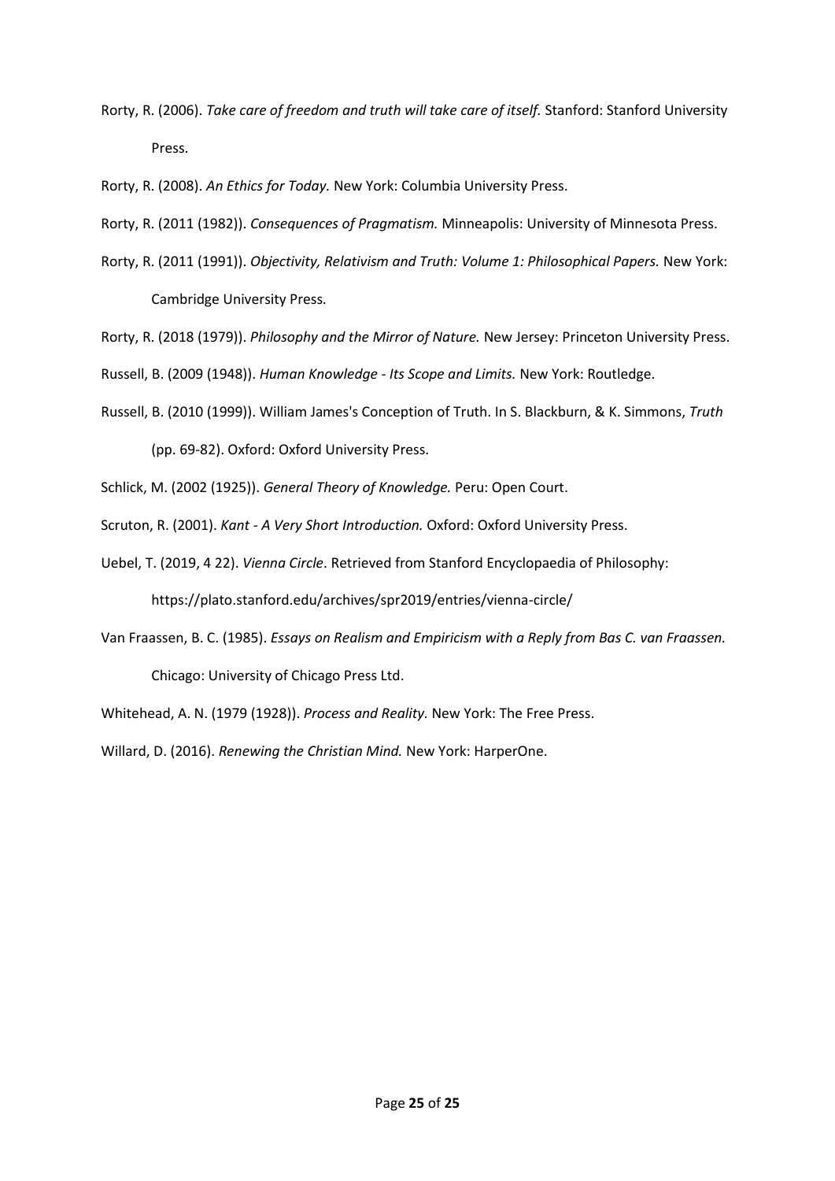Rorty, R. (2006). *Take care of freedom and truth will take care of itself.* Stanford: Stanford University Press.

Rorty, R. (2008). *An Ethics for Today.* New York: Columbia University Press.

Rorty, R. (2011 (1982)). *Consequences of Pragmatism.* Minneapolis: University of Minnesota Press.

Rorty, R. (2011 (1991)). *Objectivity, Relativism and Truth: Volume 1: Philosophical Papers.* New York: Cambridge University Press.

Rorty, R. (2018 (1979)). *Philosophy and the Mirror of Nature.* New Jersey: Princeton University Press.

Russell, B. (2009 (1948)). *Human Knowledge - Its Scope and Limits.* New York: Routledge.

Russell, B. (2010 (1999)). William James's Conception of Truth. In S. Blackburn, & K. Simmons, *Truth* (pp. 69-82). Oxford: Oxford University Press.

Schlick, M. (2002 (1925)). *General Theory of Knowledge.* Peru: Open Court.

Scruton, R. (2001). *Kant - A Very Short Introduction.* Oxford: Oxford University Press.

Uebel, T. (2019, 4 22). *Vienna Circle*. Retrieved from Stanford Encyclopaedia of Philosophy: https://plato.stanford.edu/archives/spr2019/entries/vienna-circle/

Van Fraassen, B. C. (1985). *Essays on Realism and Empiricism with a Reply from Bas C. van Fraassen.* Chicago: University of Chicago Press Ltd.

Whitehead, A. N. (1979 (1928)). *Process and Reality.* New York: The Free Press.

Willard, D. (2016). *Renewing the Christian Mind.* New York: HarperOne.